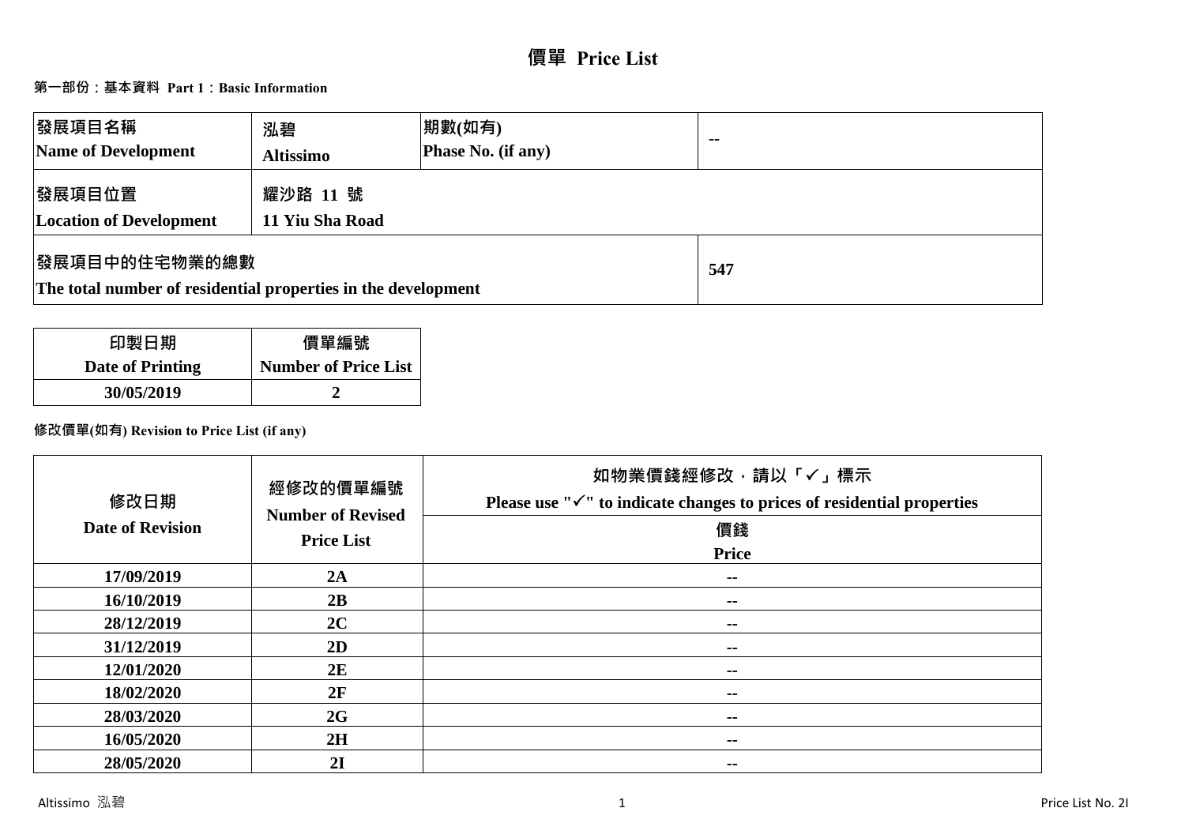# 價單 Price List

## 第一部份：基本資料 Part 1：Basic Information

| 發展項目名稱<br>Name of Development | 泓碧<br>Altissimo | 期數(如有)<br>Phase No. (if any) | -- |
|---|---|---|---|
| 發展項目位置<br>Location of Development | 耀沙路 11 號<br>11 Yiu Sha Road | | |
| 發展項目中的住宅物業的總數<br>The total number of residential properties in the development | | | 547 |

| 印製日期<br>Date of Printing | 價單編號<br>Number of Price List |
|---|---|
| 30/05/2019 | 2 |

### 修改價單(如有) Revision to Price List (if any)

| 修改日期<br>Date of Revision | 經修改的價單編號<br>Number of Revised Price List | 如物業價錢經修改，請以「✓」標示<br>Please use "✓" to indicate changes to prices of residential properties<br>價錢<br>Price |
|---|---|---|
| 17/09/2019 | 2A | -- |
| 16/10/2019 | 2B | -- |
| 28/12/2019 | 2C | -- |
| 31/12/2019 | 2D | -- |
| 12/01/2020 | 2E | -- |
| 18/02/2020 | 2F | -- |
| 28/03/2020 | 2G | -- |
| 16/05/2020 | 2H | -- |
| 28/05/2020 | 2I | -- |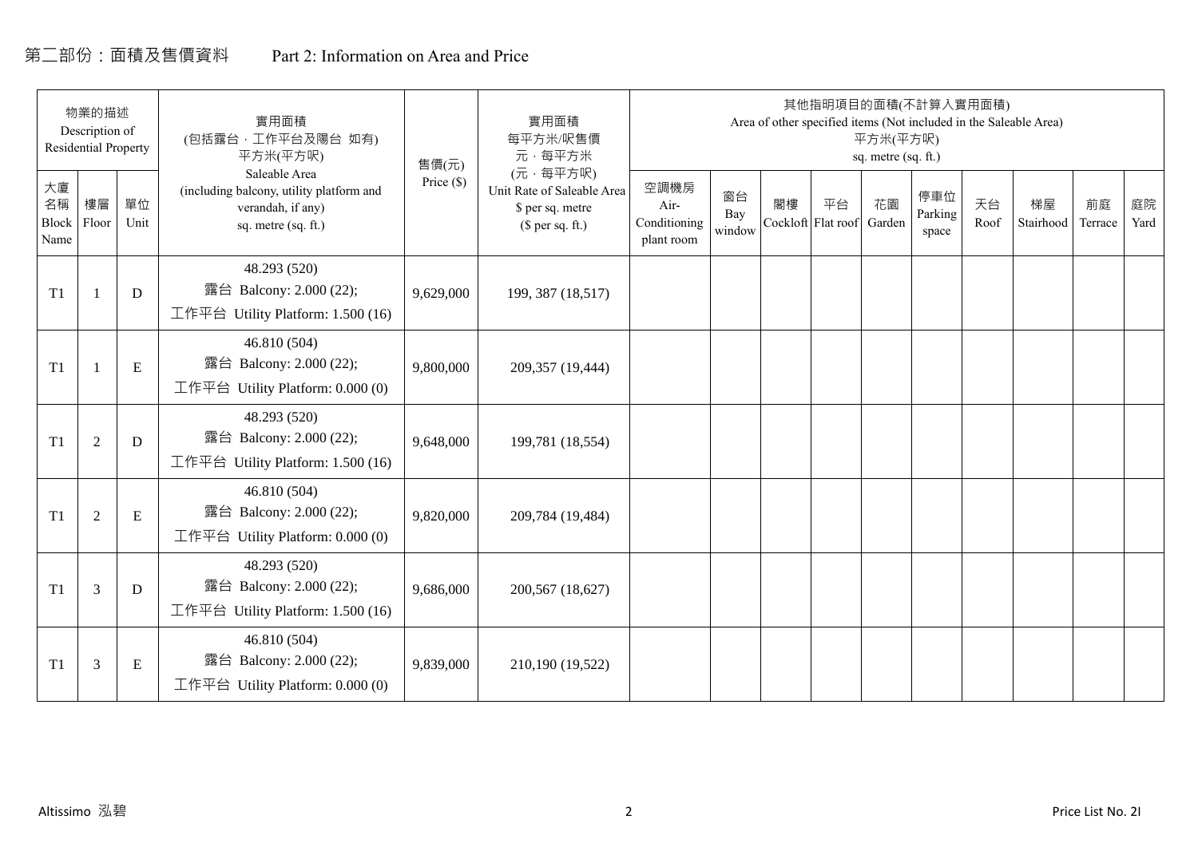# 第二部份：面積及售價資料 Part 2: Information on Area and Price

| 物業的描述 Description of Residential Property | | | 實用面積 (包括露台，工作平台及陽台 如有) 平方米(平方呎) Saleable Area (including balcony, utility platform and verandah, if any) sq. metre (sq. ft.) | 售價(元) Price ($) | 實用面積 每平方米/呎售價 元，每平方米 (元，每平方呎) Unit Rate of Saleable Area $ per sq. metre ($ per sq. ft.) | 其他指明項目的面積(不計算入實用面積) Area of other specified items (Not included in the Saleable Area) 平方米(平方呎) sq. metre (sq. ft.) | | | | | | | | | |
|---|---|---|---|---|---|---|---|---|---|---|---|---|---|---|---|
| 大廈名稱 Block Name | 樓層 Floor | 單位 Unit | | | | 空調機房 Air-Conditioning plant room | 窗台 Bay window | 閣樓 Cockloft | 平台 Flat roof | 花園 Garden | 停車位 Parking space | 天台 Roof | 梯屋 Stairhood | 前庭 Terrace | 庭院 Yard |
| T1 | 1 | D | 48.293 (520) 露台 Balcony: 2.000 (22); 工作平台 Utility Platform: 1.500 (16) | 9,629,000 | 199, 387 (18,517) | | | | | | | | | | |
| T1 | 1 | E | 46.810 (504) 露台 Balcony: 2.000 (22); 工作平台 Utility Platform: 0.000 (0) | 9,800,000 | 209,357 (19,444) | | | | | | | | | | |
| T1 | 2 | D | 48.293 (520) 露台 Balcony: 2.000 (22); 工作平台 Utility Platform: 1.500 (16) | 9,648,000 | 199,781 (18,554) | | | | | | | | | | |
| T1 | 2 | E | 46.810 (504) 露台 Balcony: 2.000 (22); 工作平台 Utility Platform: 0.000 (0) | 9,820,000 | 209,784 (19,484) | | | | | | | | | | |
| T1 | 3 | D | 48.293 (520) 露台 Balcony: 2.000 (22); 工作平台 Utility Platform: 1.500 (16) | 9,686,000 | 200,567 (18,627) | | | | | | | | | | |
| T1 | 3 | E | 46.810 (504) 露台 Balcony: 2.000 (22); 工作平台 Utility Platform: 0.000 (0) | 9,839,000 | 210,190 (19,522) | | | | | | | | | | |

Altissimo 泓碧 Price List No. 2I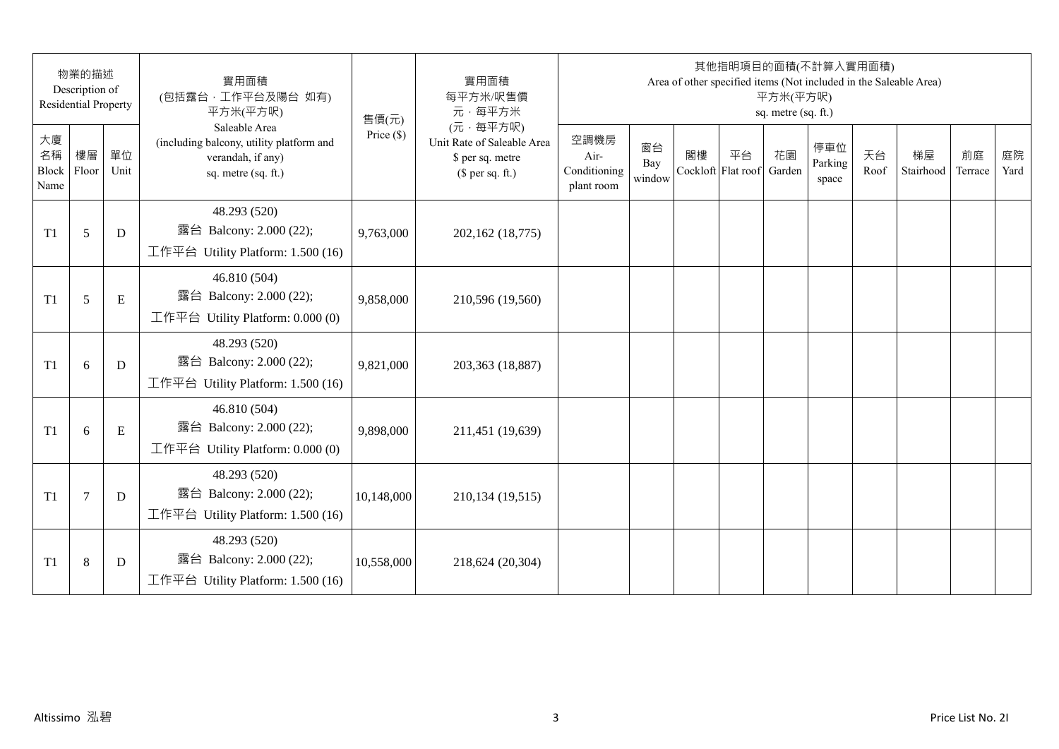| 物業的描述 Description of Residential Property | | | 實用面積 (包括露台，工作平台及陽台 如有) 平方米(平方呎) Saleable Area (including balcony, utility platform and verandah, if any) sq. metre (sq. ft.) | 售價(元) Price ($) | 實用面積 每平方米/呎售價 元，每平方米 (元，每平方呎) Unit Rate of Saleable Area $ per sq. metre ($ per sq. ft.) | 其他指明項目的面積(不計算入實用面積) Area of other specified items (Not included in the Saleable Area) 平方米(平方呎) sq. metre (sq. ft.) | | | | | | | | | |
|---|---|---|---|---|---|---|---|---|---|---|---|---|---|---|---|
| 大廈名稱 Block Name | 樓層 Floor | 單位 Unit | | | | 空調機房 Air-Conditioning plant room | 窗台 Bay window | 閣樓 Cockloft | 平台 Flat roof | 花園 Garden | 停車位 Parking space | 天台 Roof | 梯屋 Stairhood | 前庭 Terrace | 庭院 Yard |
| T1 | 5 | D | 48.293 (520) 露台 Balcony: 2.000 (22); 工作平台 Utility Platform: 1.500 (16) | 9,763,000 | 202,162 (18,775) | | | | | | | | | | |
| T1 | 5 | E | 46.810 (504) 露台 Balcony: 2.000 (22); 工作平台 Utility Platform: 0.000 (0) | 9,858,000 | 210,596 (19,560) | | | | | | | | | | |
| T1 | 6 | D | 48.293 (520) 露台 Balcony: 2.000 (22); 工作平台 Utility Platform: 1.500 (16) | 9,821,000 | 203,363 (18,887) | | | | | | | | | | |
| T1 | 6 | E | 46.810 (504) 露台 Balcony: 2.000 (22); 工作平台 Utility Platform: 0.000 (0) | 9,898,000 | 211,451 (19,639) | | | | | | | | | | |
| T1 | 7 | D | 48.293 (520) 露台 Balcony: 2.000 (22); 工作平台 Utility Platform: 1.500 (16) | 10,148,000 | 210,134 (19,515) | | | | | | | | | | |
| T1 | 8 | D | 48.293 (520) 露台 Balcony: 2.000 (22); 工作平台 Utility Platform: 1.500 (16) | 10,558,000 | 218,624 (20,304) | | | | | | | | | | |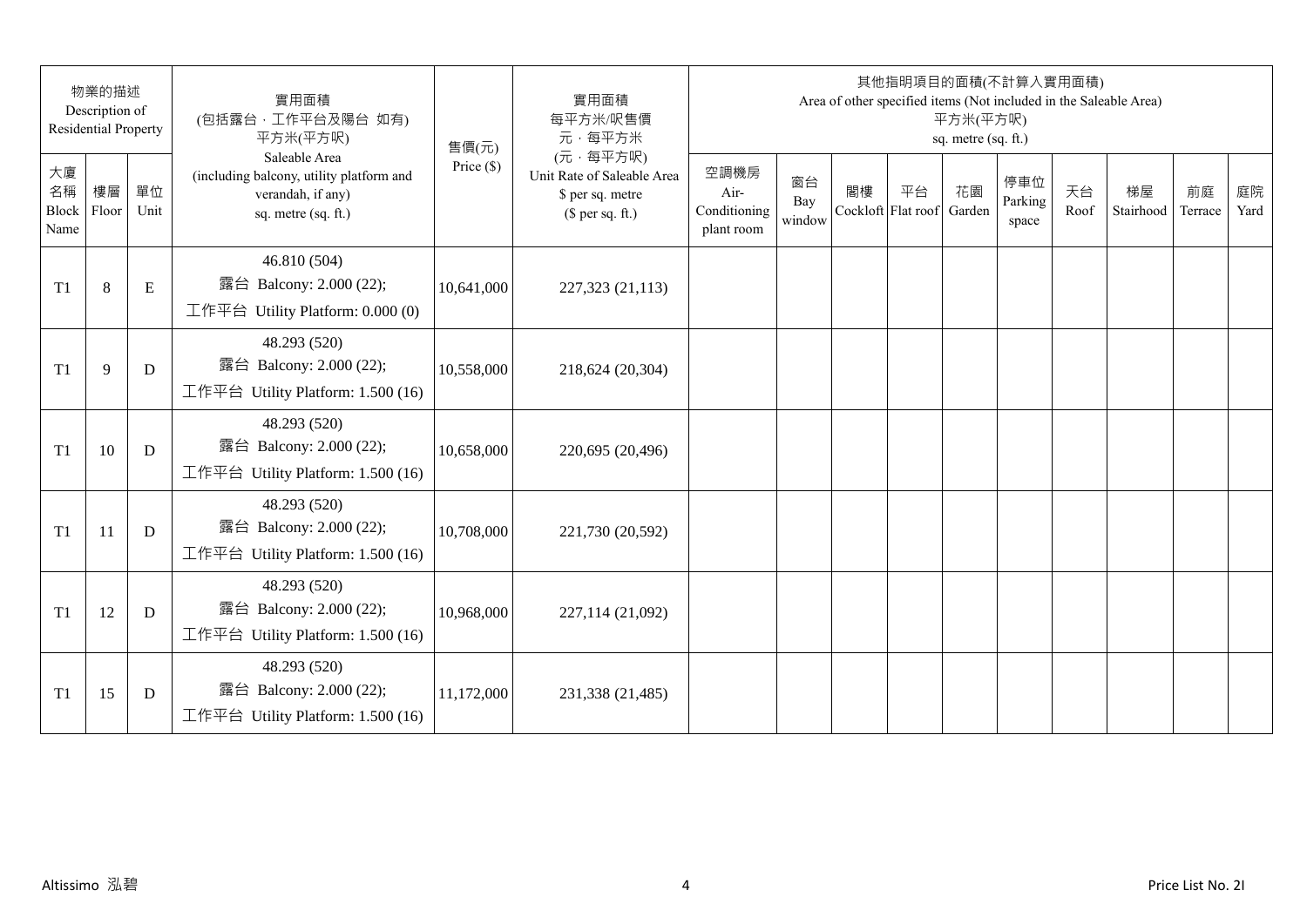| 物業的描述 Description of Residential Property | | | 實用面積 (包括露台，工作平台及陽台 如有) 平方米(平方呎) Saleable Area (including balcony, utility platform and verandah, if any) sq. metre (sq. ft.) | 售價(元) Price ($) | 實用面積 每平方米/呎售價 元，每平方米 (元，每平方呎) Unit Rate of Saleable Area $ per sq. metre ($ per sq. ft.) | 其他指明項目的面積(不計算入實用面積) Area of other specified items (Not included in the Saleable Area) 平方米(平方呎) sq. metre (sq. ft.) | | | | | | | | | |
|---|---|---|---|---|---|---|---|---|---|---|---|---|---|---|---|
| 大廈名稱 Block Name | 樓層 Floor | 單位 Unit | | | | 空調機房 Air-Conditioning plant room | 窗台 Bay window | 閣樓 Cockloft | 平台 Flat roof | 花園 Garden | 停車位 Parking space | 天台 Roof | 梯屋 Stairhood | 前庭 Terrace | 庭院 Yard |
| T1 | 8 | E | 46.810 (504) 露台 Balcony: 2.000 (22); 工作平台 Utility Platform: 0.000 (0) | 10,641,000 | 227,323 (21,113) | | | | | | | | | | |
| T1 | 9 | D | 48.293 (520) 露台 Balcony: 2.000 (22); 工作平台 Utility Platform: 1.500 (16) | 10,558,000 | 218,624 (20,304) | | | | | | | | | | |
| T1 | 10 | D | 48.293 (520) 露台 Balcony: 2.000 (22); 工作平台 Utility Platform: 1.500 (16) | 10,658,000 | 220,695 (20,496) | | | | | | | | | | |
| T1 | 11 | D | 48.293 (520) 露台 Balcony: 2.000 (22); 工作平台 Utility Platform: 1.500 (16) | 10,708,000 | 221,730 (20,592) | | | | | | | | | | |
| T1 | 12 | D | 48.293 (520) 露台 Balcony: 2.000 (22); 工作平台 Utility Platform: 1.500 (16) | 10,968,000 | 227,114 (21,092) | | | | | | | | | | |
| T1 | 15 | D | 48.293 (520) 露台 Balcony: 2.000 (22); 工作平台 Utility Platform: 1.500 (16) | 11,172,000 | 231,338 (21,485) | | | | | | | | | | |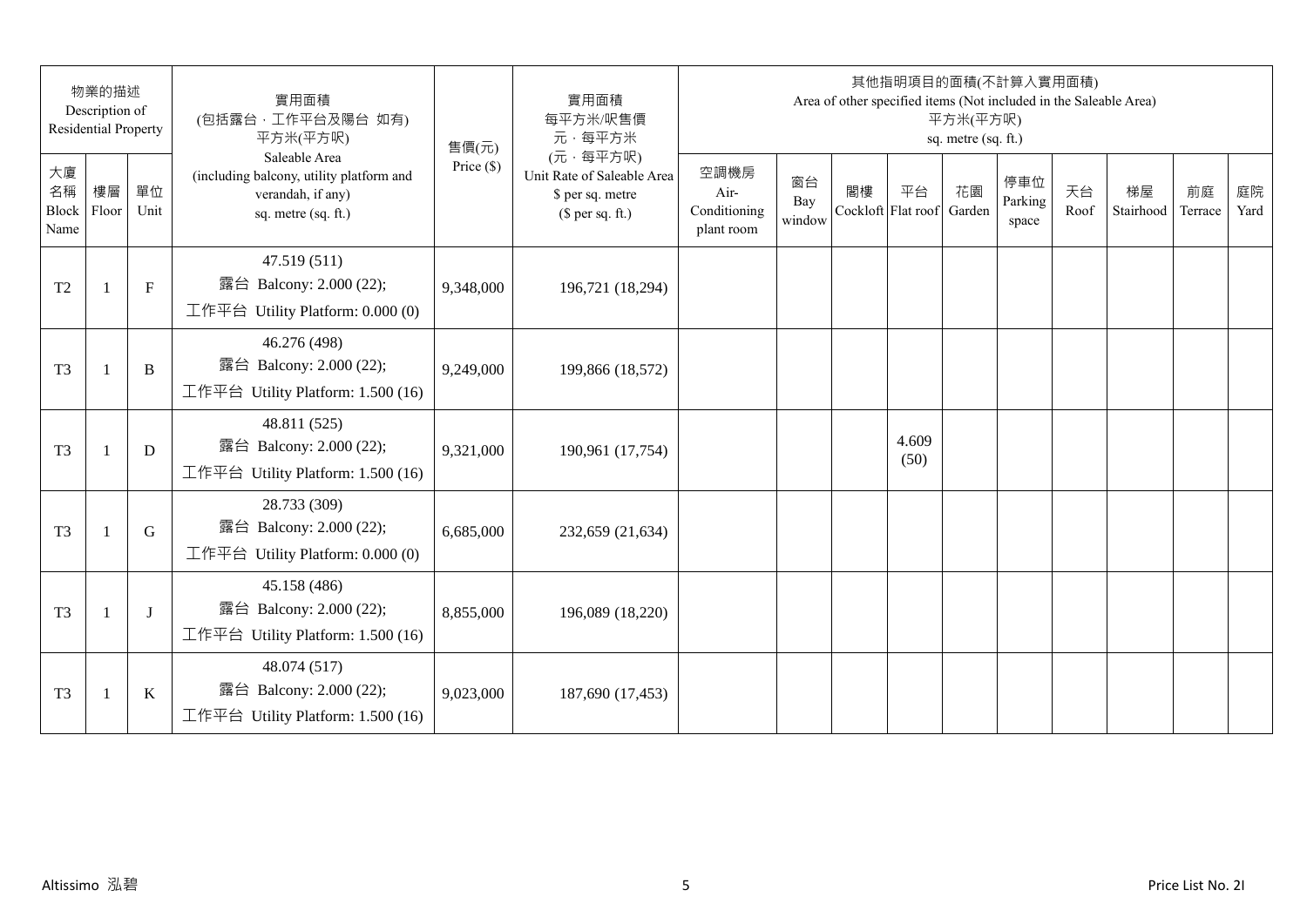| 物業的描述 Description of Residential Property | | | 實用面積 (包括露台，工作平台及陽台 如有) 平方米(平方呎) Saleable Area (including balcony, utility platform and verandah, if any) sq. metre (sq. ft.) | 售價(元) Price ($) | 實用面積 每平方米/呎售價 元，每平方米 (元，每平方呎) Unit Rate of Saleable Area $ per sq. metre ($ per sq. ft.) | 其他指明項目的面積(不計算入實用面積) Area of other specified items (Not included in the Saleable Area) 平方米(平方呎) sq. metre (sq. ft.) | | | | | | | | | |
|---|---|---|---|---|---|---|---|---|---|---|---|---|---|---|---|
| 大廈名稱 Block Name | 樓層 Floor | 單位 Unit | | | | 空調機房 Air-Conditioning plant room | 窗台 Bay window | 閣樓 Cockloft | 平台 Flat roof | 花園 Garden | 停車位 Parking space | 天台 Roof | 梯屋 Stairhood | 前庭 Terrace | 庭院 Yard |
| T2 | 1 | F | 47.519 (511) 露台 Balcony: 2.000 (22); 工作平台 Utility Platform: 0.000 (0) | 9,348,000 | 196,721 (18,294) | | | | | | | | | | |
| T3 | 1 | B | 46.276 (498) 露台 Balcony: 2.000 (22); 工作平台 Utility Platform: 1.500 (16) | 9,249,000 | 199,866 (18,572) | | | | | | | | | | |
| T3 | 1 | D | 48.811 (525) 露台 Balcony: 2.000 (22); 工作平台 Utility Platform: 1.500 (16) | 9,321,000 | 190,961 (17,754) | | | | 4.609 (50) | | | | | | |
| T3 | 1 | G | 28.733 (309) 露台 Balcony: 2.000 (22); 工作平台 Utility Platform: 0.000 (0) | 6,685,000 | 232,659 (21,634) | | | | | | | | | | |
| T3 | 1 | J | 45.158 (486) 露台 Balcony: 2.000 (22); 工作平台 Utility Platform: 1.500 (16) | 8,855,000 | 196,089 (18,220) | | | | | | | | | | |
| T3 | 1 | K | 48.074 (517) 露台 Balcony: 2.000 (22); 工作平台 Utility Platform: 1.500 (16) | 9,023,000 | 187,690 (17,453) | | | | | | | | | | |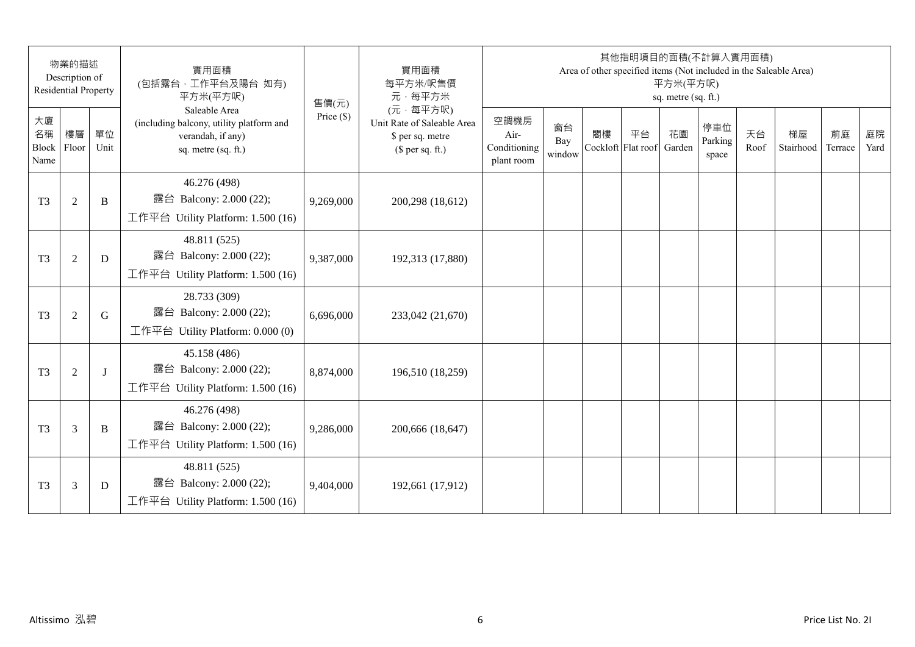| 物業的描述 Description of Residential Property | | | 實用面積 (包括露台，工作平台及陽台 如有) 平方米(平方呎) Saleable Area (including balcony, utility platform and verandah, if any) sq. metre (sq. ft.) | 售價(元) Price ($) | 實用面積 每平方米/呎售價 元，每平方米 (元，每平方呎) Unit Rate of Saleable Area $ per sq. metre ($ per sq. ft.) | 其他指明項目的面積(不計算入實用面積) Area of other specified items (Not included in the Saleable Area) 平方米(平方呎) sq. metre (sq. ft.) | | | | | | | | | |
|---|---|---|---|---|---|---|---|---|---|---|---|---|---|---|---|
| 大廈名稱 Block Name | 樓層 Floor | 單位 Unit | | | | 空調機房 Air-Conditioning plant room | 窗台 Bay window | 閣樓 Cockloft | 平台 Flat roof | 花園 Garden | 停車位 Parking space | 天台 Roof | 梯屋 Stairhood | 前庭 Terrace | 庭院 Yard |
| T3 | 2 | B | 46.276 (498) 露台 Balcony: 2.000 (22); 工作平台 Utility Platform: 1.500 (16) | 9,269,000 | 200,298 (18,612) | | | | | | | | | | |
| T3 | 2 | D | 48.811 (525) 露台 Balcony: 2.000 (22); 工作平台 Utility Platform: 1.500 (16) | 9,387,000 | 192,313 (17,880) | | | | | | | | | | |
| T3 | 2 | G | 28.733 (309) 露台 Balcony: 2.000 (22); 工作平台 Utility Platform: 0.000 (0) | 6,696,000 | 233,042 (21,670) | | | | | | | | | | |
| T3 | 2 | J | 45.158 (486) 露台 Balcony: 2.000 (22); 工作平台 Utility Platform: 1.500 (16) | 8,874,000 | 196,510 (18,259) | | | | | | | | | | |
| T3 | 3 | B | 46.276 (498) 露台 Balcony: 2.000 (22); 工作平台 Utility Platform: 1.500 (16) | 9,286,000 | 200,666 (18,647) | | | | | | | | | | |
| T3 | 3 | D | 48.811 (525) 露台 Balcony: 2.000 (22); 工作平台 Utility Platform: 1.500 (16) | 9,404,000 | 192,661 (17,912) | | | | | | | | | | |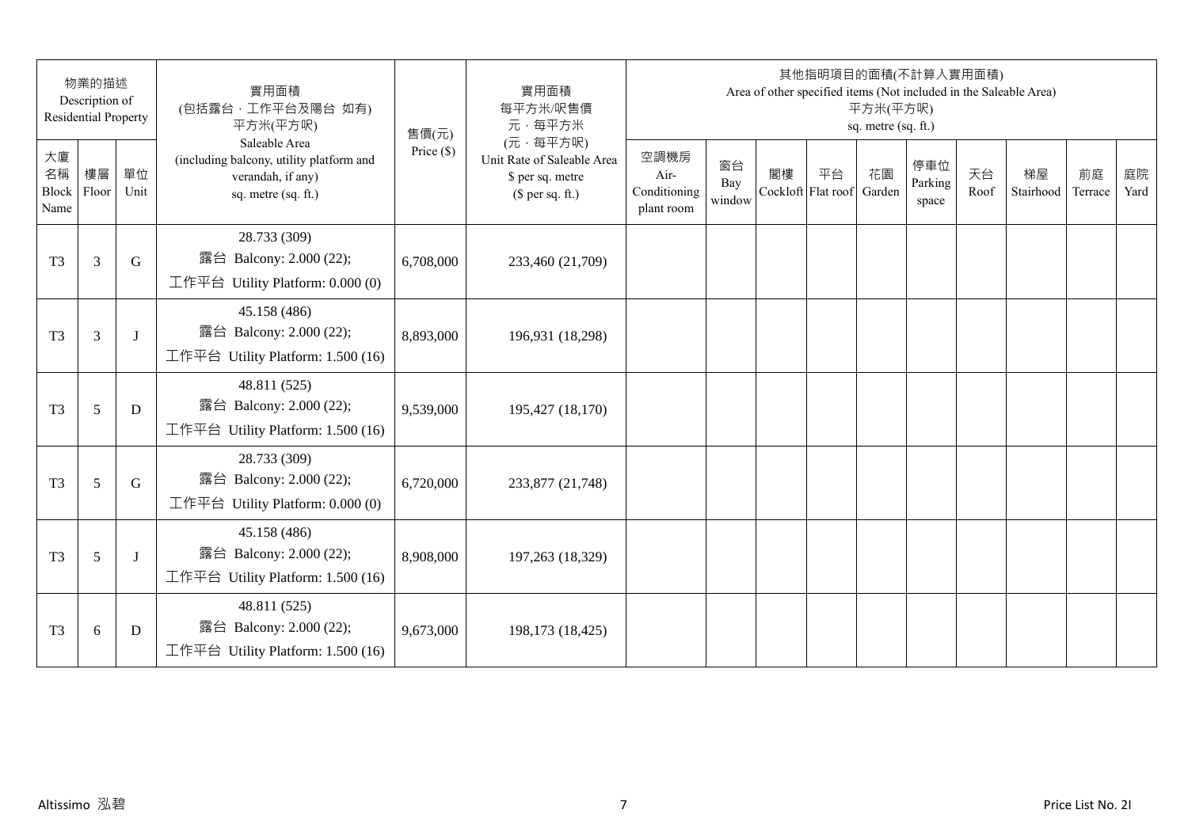| 物業的描述 Description of Residential Property | | | 實用面積 (包括露台，工作平台及陽台 如有) 平方米(平方呎) Saleable Area (including balcony, utility platform and verandah, if any) sq. metre (sq. ft.) | 售價(元) Price ($) | 實用面積 每平方米/呎售價 元，每平方米 (元，每平方呎) Unit Rate of Saleable Area $ per sq. metre ($ per sq. ft.) | 其他指明項目的面積(不計算入實用面積) Area of other specified items (Not included in the Saleable Area) 平方米(平方呎) sq. metre (sq. ft.) | | | | | | | | | |
|---|---|---|---|---|---|---|---|---|---|---|---|---|---|---|---|
| 大廈名稱 Block Name | 樓層 Floor | 單位 Unit | | | | 空調機房 Air-Conditioning plant room | 窗台 Bay window | 閣樓 Cockloft | 平台 Flat roof | 花園 Garden | 停車位 Parking space | 天台 Roof | 梯屋 Stairhood | 前庭 Terrace | 庭院 Yard |
| T3 | 3 | G | 28.733 (309) 露台 Balcony: 2.000 (22); 工作平台 Utility Platform: 0.000 (0) | 6,708,000 | 233,460 (21,709) | | | | | | | | | | |
| T3 | 3 | J | 45.158 (486) 露台 Balcony: 2.000 (22); 工作平台 Utility Platform: 1.500 (16) | 8,893,000 | 196,931 (18,298) | | | | | | | | | | |
| T3 | 5 | D | 48.811 (525) 露台 Balcony: 2.000 (22); 工作平台 Utility Platform: 1.500 (16) | 9,539,000 | 195,427 (18,170) | | | | | | | | | | |
| T3 | 5 | G | 28.733 (309) 露台 Balcony: 2.000 (22); 工作平台 Utility Platform: 0.000 (0) | 6,720,000 | 233,877 (21,748) | | | | | | | | | | |
| T3 | 5 | J | 45.158 (486) 露台 Balcony: 2.000 (22); 工作平台 Utility Platform: 1.500 (16) | 8,908,000 | 197,263 (18,329) | | | | | | | | | | |
| T3 | 6 | D | 48.811 (525) 露台 Balcony: 2.000 (22); 工作平台 Utility Platform: 1.500 (16) | 9,673,000 | 198,173 (18,425) | | | | | | | | | | |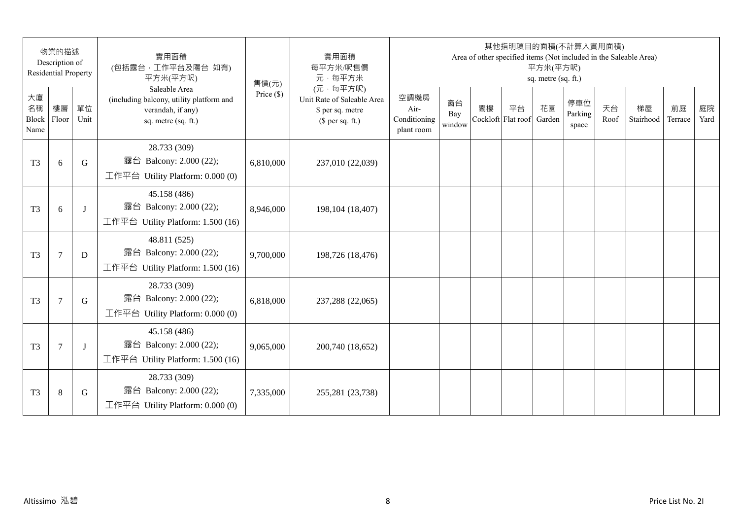| 物業的描述 Description of Residential Property | | | 實用面積 (包括露台．工作平台及陽台 如有) 平方米(平方呎) Saleable Area (including balcony, utility platform and verandah, if any) sq. metre (sq. ft.) | 售價(元) Price ($) | 實用面積 每平方米/呎售價 元．每平方米 (元．每平方呎) Unit Rate of Saleable Area $ per sq. metre ($ per sq. ft.) | 其他指明項目的面積(不計算入實用面積) Area of other specified items (Not included in the Saleable Area) 平方米(平方呎) sq. metre (sq. ft.) | | | | | | | | | |
|---|---|---|---|---|---|---|---|---|---|---|---|---|---|---|---|
| 大廈名稱 Block Name | 樓層 Floor | 單位 Unit | | | | 空調機房 Air-Conditioning plant room | 窗台 Bay window | 閣樓 Cockloft | 平台 Flat roof | 花園 Garden | 停車位 Parking space | 天台 Roof | 梯屋 Stairhood | 前庭 Terrace | 庭院 Yard |
| T3 | 6 | G | 28.733 (309) 露台 Balcony: 2.000 (22); 工作平台 Utility Platform: 0.000 (0) | 6,810,000 | 237,010 (22,039) | | | | | | | | | | |
| T3 | 6 | J | 45.158 (486) 露台 Balcony: 2.000 (22); 工作平台 Utility Platform: 1.500 (16) | 8,946,000 | 198,104 (18,407) | | | | | | | | | | |
| T3 | 7 | D | 48.811 (525) 露台 Balcony: 2.000 (22); 工作平台 Utility Platform: 1.500 (16) | 9,700,000 | 198,726 (18,476) | | | | | | | | | | |
| T3 | 7 | G | 28.733 (309) 露台 Balcony: 2.000 (22); 工作平台 Utility Platform: 0.000 (0) | 6,818,000 | 237,288 (22,065) | | | | | | | | | | |
| T3 | 7 | J | 45.158 (486) 露台 Balcony: 2.000 (22); 工作平台 Utility Platform: 1.500 (16) | 9,065,000 | 200,740 (18,652) | | | | | | | | | | |
| T3 | 8 | G | 28.733 (309) 露台 Balcony: 2.000 (22); 工作平台 Utility Platform: 0.000 (0) | 7,335,000 | 255,281 (23,738) | | | | | | | | | | |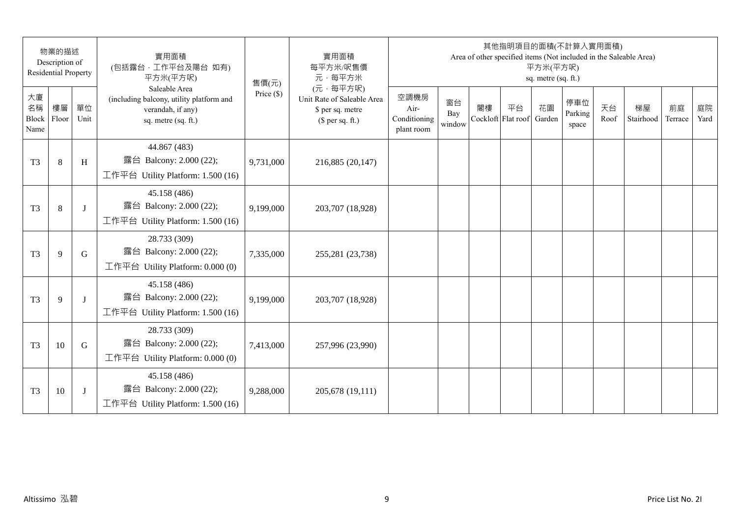| 物業的描述 Description of Residential Property | | | 實用面積 (包括露台，工作平台及陽台 如有) 平方米(平方呎) Saleable Area (including balcony, utility platform and verandah, if any) sq. metre (sq. ft.) | 售價(元) Price ($) | 實用面積 每平方米/呎售價 元，每平方米 (元，每平方呎) Unit Rate of Saleable Area $ per sq. metre ($ per sq. ft.) | 其他指明項目的面積(不計算入實用面積) Area of other specified items (Not included in the Saleable Area) 平方米(平方呎) sq. metre (sq. ft.) | | | | | | | | | |
|---|---|---|---|---|---|---|---|---|---|---|---|---|---|---|---|
| 大廈名稱 Block Name | 樓層 Floor | 單位 Unit | | | | 空調機房 Air-Conditioning plant room | 窗台 Bay window | 閣樓 Cockloft | 平台 Flat roof | 花園 Garden | 停車位 Parking space | 天台 Roof | 梯屋 Stairhood | 前庭 Terrace | 庭院 Yard |
| T3 | 8 | H | 44.867 (483) 露台 Balcony: 2.000 (22); 工作平台 Utility Platform: 1.500 (16) | 9,731,000 | 216,885 (20,147) | | | | | | | | | | |
| T3 | 8 | J | 45.158 (486) 露台 Balcony: 2.000 (22); 工作平台 Utility Platform: 1.500 (16) | 9,199,000 | 203,707 (18,928) | | | | | | | | | | |
| T3 | 9 | G | 28.733 (309) 露台 Balcony: 2.000 (22); 工作平台 Utility Platform: 0.000 (0) | 7,335,000 | 255,281 (23,738) | | | | | | | | | | |
| T3 | 9 | J | 45.158 (486) 露台 Balcony: 2.000 (22); 工作平台 Utility Platform: 1.500 (16) | 9,199,000 | 203,707 (18,928) | | | | | | | | | | |
| T3 | 10 | G | 28.733 (309) 露台 Balcony: 2.000 (22); 工作平台 Utility Platform: 0.000 (0) | 7,413,000 | 257,996 (23,990) | | | | | | | | | | |
| T3 | 10 | J | 45.158 (486) 露台 Balcony: 2.000 (22); 工作平台 Utility Platform: 1.500 (16) | 9,288,000 | 205,678 (19,111) | | | | | | | | | | |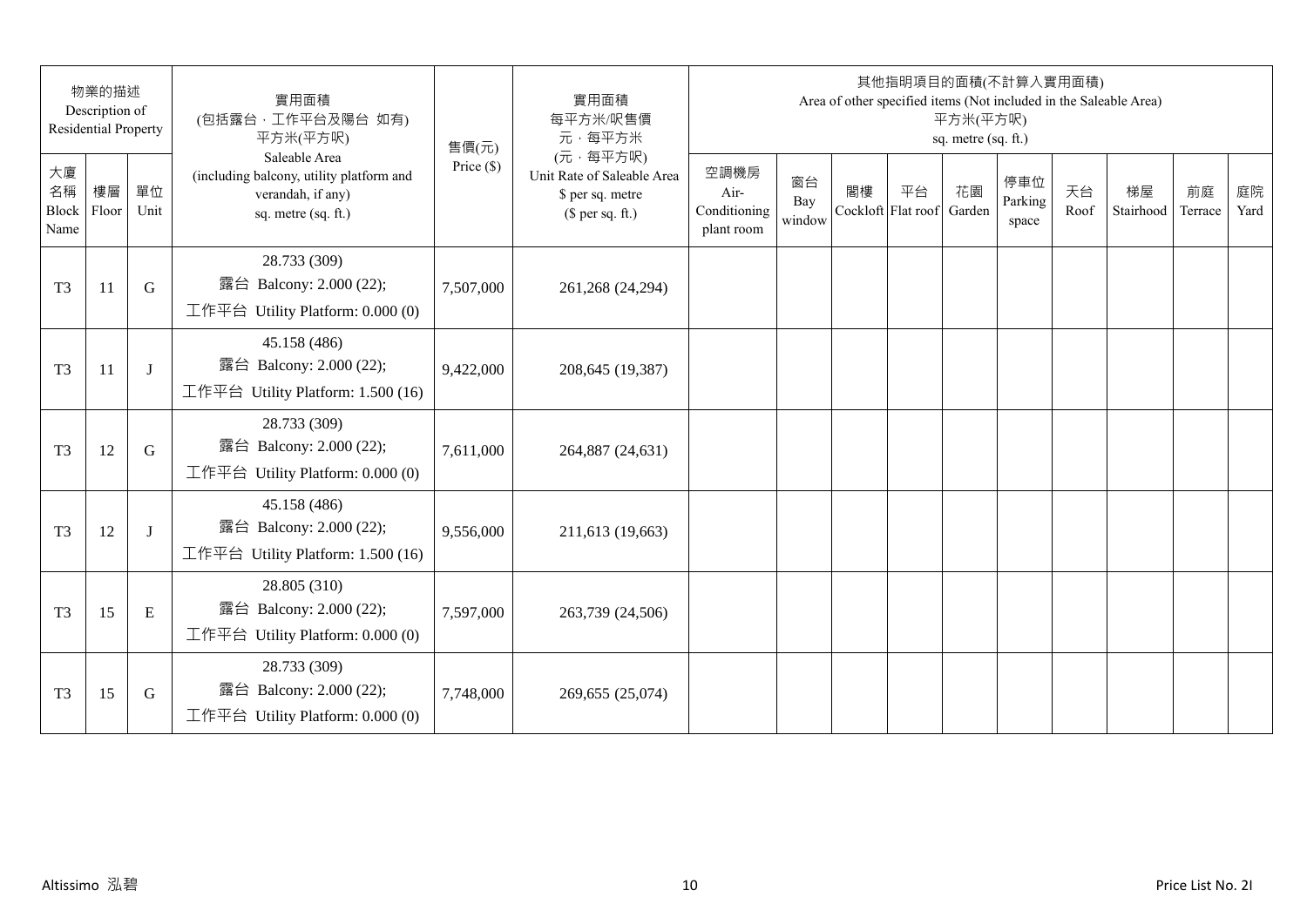| 物業的描述 Description of Residential Property | | | 實用面積 (包括露台·工作平台及陽台 如有) 平方米(平方呎) Saleable Area (including balcony, utility platform and verandah, if any) sq. metre (sq. ft.) | 售價(元) Price ($) | 實用面積 每平方米/呎售價 元·每平方米 (元·每平方呎) Unit Rate of Saleable Area $ per sq. metre ($ per sq. ft.) | 其他指明項目的面積(不計算入實用面積) Area of other specified items (Not included in the Saleable Area) 平方米(平方呎) sq. metre (sq. ft.) | | | | | | | | | |
|---|---|---|---|---|---|---|---|---|---|---|---|---|---|---|---|
| 大廈名稱 Block Name | 樓層 Floor | 單位 Unit | | | | 空調機房 Air-Conditioning plant room | 窗台 Bay window | 閣樓 Cockloft | 平台 Flat roof | 花園 Garden | 停車位 Parking space | 天台 Roof | 梯屋 Stairhood | 前庭 Terrace | 庭院 Yard |
| T3 | 11 | G | 28.733 (309)<br>露台 Balcony: 2.000 (22);<br>工作平台 Utility Platform: 0.000 (0) | 7,507,000 | 261,268 (24,294) | | | | | | | | | | |
| T3 | 11 | J | 45.158 (486)<br>露台 Balcony: 2.000 (22);<br>工作平台 Utility Platform: 1.500 (16) | 9,422,000 | 208,645 (19,387) | | | | | | | | | | |
| T3 | 12 | G | 28.733 (309)<br>露台 Balcony: 2.000 (22);<br>工作平台 Utility Platform: 0.000 (0) | 7,611,000 | 264,887 (24,631) | | | | | | | | | | |
| T3 | 12 | J | 45.158 (486)<br>露台 Balcony: 2.000 (22);<br>工作平台 Utility Platform: 1.500 (16) | 9,556,000 | 211,613 (19,663) | | | | | | | | | | |
| T3 | 15 | E | 28.805 (310)<br>露台 Balcony: 2.000 (22);<br>工作平台 Utility Platform: 0.000 (0) | 7,597,000 | 263,739 (24,506) | | | | | | | | | | |
| T3 | 15 | G | 28.733 (309)<br>露台 Balcony: 2.000 (22);<br>工作平台 Utility Platform: 0.000 (0) | 7,748,000 | 269,655 (25,074) | | | | | | | | | | |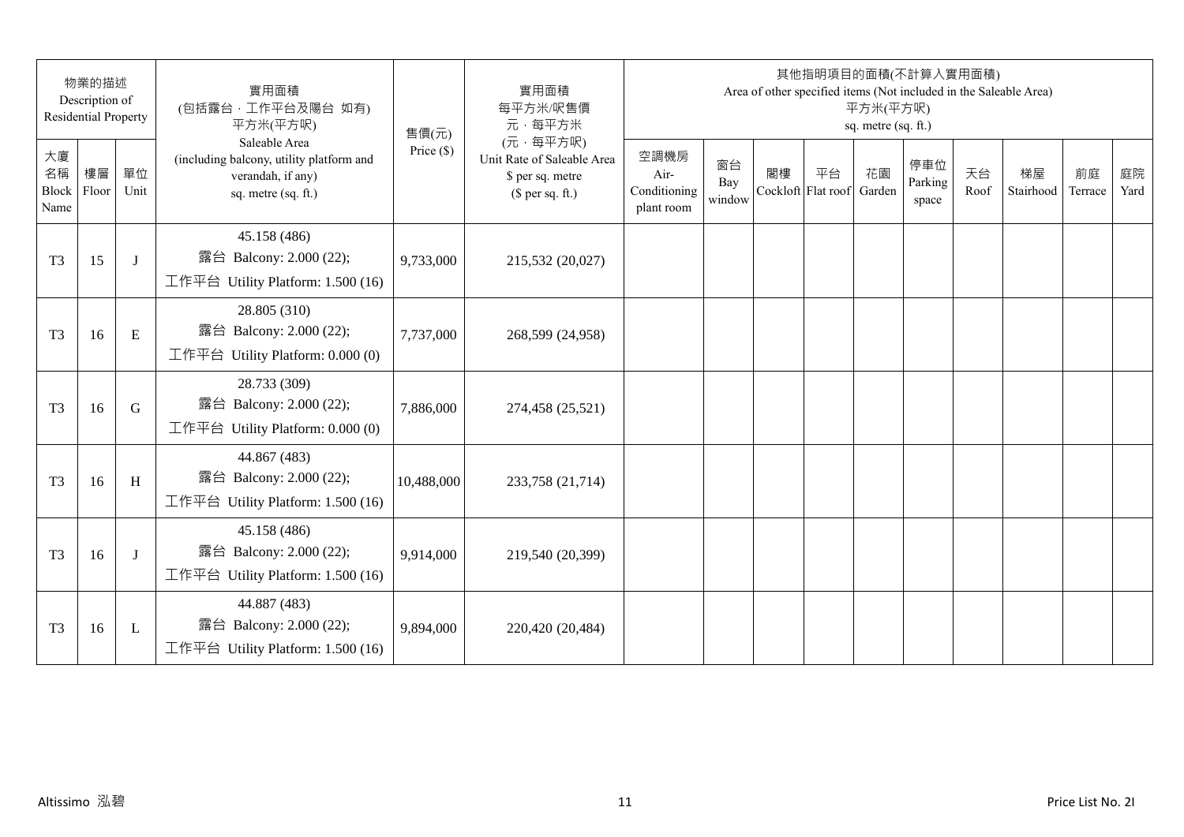| 物業的描述 Description of Residential Property | | | 實用面積 (包括露台．工作平台及陽台 如有) 平方米(平方呎) Saleable Area (including balcony, utility platform and verandah, if any) sq. metre (sq. ft.) | 售價(元) Price ($) | 實用面積 每平方米/呎售價 元．每平方米 (元．每平方呎) Unit Rate of Saleable Area $ per sq. metre ($ per sq. ft.) | 其他指明項目的面積(不計算入實用面積) Area of other specified items (Not included in the Saleable Area) 平方米(平方呎) sq. metre (sq. ft.) | | | | | | | | | |
|---|---|---|---|---|---|---|---|---|---|---|---|---|---|---|---|
| 大廈名稱 Block Name | 樓層 Floor | 單位 Unit | | | | 空調機房 Air-Conditioning plant room | 窗台 Bay window | 閣樓 Cockloft | 平台 Flat roof | 花園 Garden | 停車位 Parking space | 天台 Roof | 梯屋 Stairhood | 前庭 Terrace | 庭院 Yard |
| T3 | 15 | J | 45.158 (486) 露台 Balcony: 2.000 (22); 工作平台 Utility Platform: 1.500 (16) | 9,733,000 | 215,532 (20,027) | | | | | | | | | | |
| T3 | 16 | E | 28.805 (310) 露台 Balcony: 2.000 (22); 工作平台 Utility Platform: 0.000 (0) | 7,737,000 | 268,599 (24,958) | | | | | | | | | | |
| T3 | 16 | G | 28.733 (309) 露台 Balcony: 2.000 (22); 工作平台 Utility Platform: 0.000 (0) | 7,886,000 | 274,458 (25,521) | | | | | | | | | | |
| T3 | 16 | H | 44.867 (483) 露台 Balcony: 2.000 (22); 工作平台 Utility Platform: 1.500 (16) | 10,488,000 | 233,758 (21,714) | | | | | | | | | | |
| T3 | 16 | J | 45.158 (486) 露台 Balcony: 2.000 (22); 工作平台 Utility Platform: 1.500 (16) | 9,914,000 | 219,540 (20,399) | | | | | | | | | | |
| T3 | 16 | L | 44.887 (483) 露台 Balcony: 2.000 (22); 工作平台 Utility Platform: 1.500 (16) | 9,894,000 | 220,420 (20,484) | | | | | | | | | | |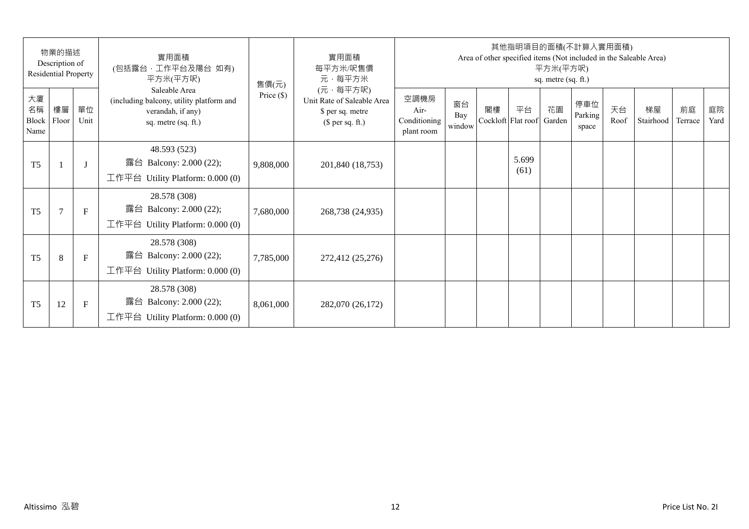| 物業的描述 Description of Residential Property | | | 實用面積 (包括露台，工作平台及陽台 如有) 平方米(平方呎) Saleable Area (including balcony, utility platform and verandah, if any) sq. metre (sq. ft.) | 售價(元) Price ($) | 實用面積 每平方米/呎售價 元，每平方米 (元，每平方呎) Unit Rate of Saleable Area $ per sq. metre ($ per sq. ft.) | 其他指明項目的面積(不計算入實用面積) Area of other specified items (Not included in the Saleable Area) 平方米(平方呎) sq. metre (sq. ft.) | | | | | | | | | |
|---|---|---|---|---|---|---|---|---|---|---|---|---|---|---|---|
| 大廈名稱 Block Name | 樓層 Floor | 單位 Unit | | | | 空調機房 Air-Conditioning plant room | 窗台 Bay window | 閣樓 Cockloft | 平台 Flat roof | 花園 Garden | 停車位 Parking space | 天台 Roof | 梯屋 Stairhood | 前庭 Terrace | 庭院 Yard |
| T5 | 1 | J | 48.593 (523) 露台 Balcony: 2.000 (22); 工作平台 Utility Platform: 0.000 (0) | 9,808,000 | 201,840 (18,753) | | | | 5.699 (61) | | | | | | |
| T5 | 7 | F | 28.578 (308) 露台 Balcony: 2.000 (22); 工作平台 Utility Platform: 0.000 (0) | 7,680,000 | 268,738 (24,935) | | | | | | | | | | |
| T5 | 8 | F | 28.578 (308) 露台 Balcony: 2.000 (22); 工作平台 Utility Platform: 0.000 (0) | 7,785,000 | 272,412 (25,276) | | | | | | | | | | |
| T5 | 12 | F | 28.578 (308) 露台 Balcony: 2.000 (22); 工作平台 Utility Platform: 0.000 (0) | 8,061,000 | 282,070 (26,172) | | | | | | | | | | |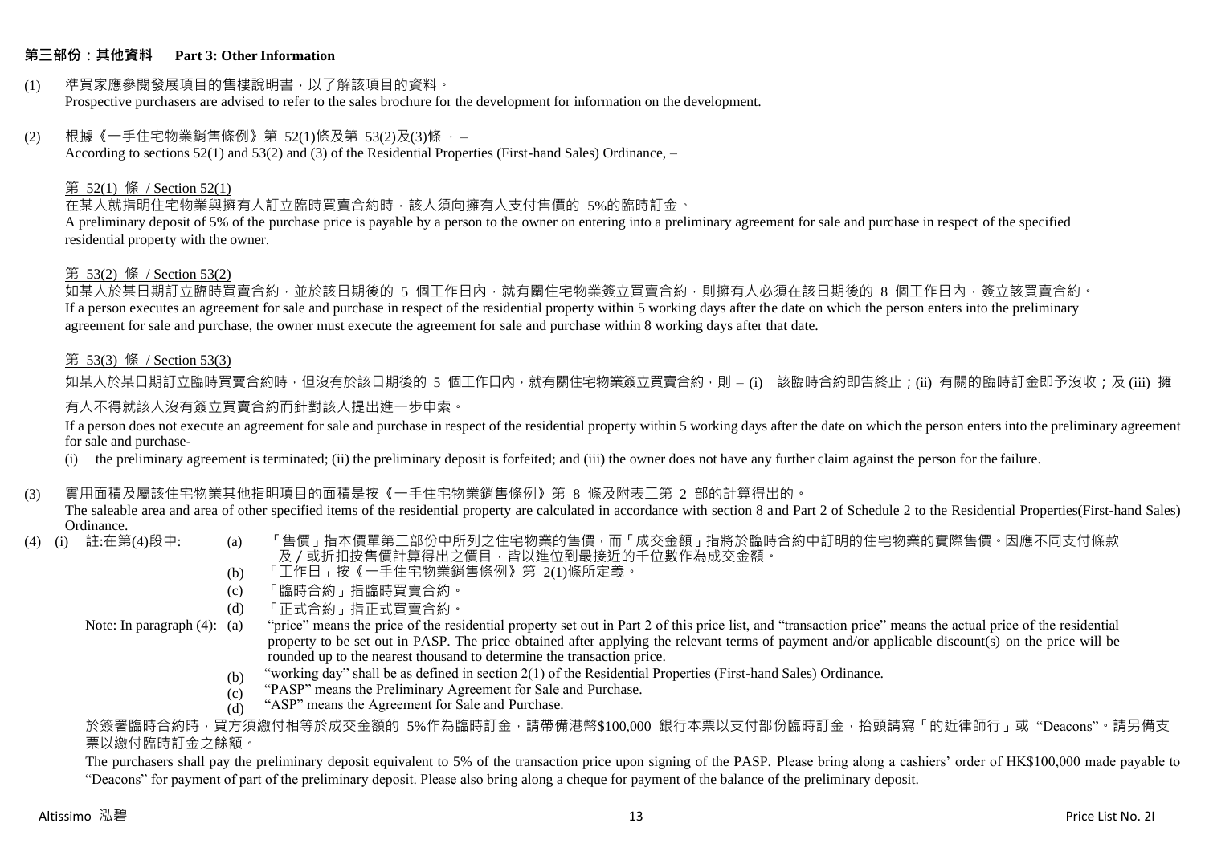## 第三部份：其他資料　Part 3: Other Information

(1) 準買家應參閱發展項目的售樓說明書，以了解該項目的資料。
Prospective purchasers are advised to refer to the sales brochure for the development for information on the development.

(2) 根據《一手住宅物業銷售條例》第 52(1)條及第 53(2)及(3)條 ， –
According to sections 52(1) and 53(2) and (3) of the Residential Properties (First-hand Sales) Ordinance, –

第 52(1) 條 / Section 52(1)

在某人就指明住宅物業與擁有人訂立臨時買賣合約時，該人須向擁有人支付售價的 5%的臨時訂金。
A preliminary deposit of 5% of the purchase price is payable by a person to the owner on entering into a preliminary agreement for sale and purchase in respect of the specified residential property with the owner.

第 53(2) 條 / Section 53(2)

如某人於某日期訂立臨時買賣合約，並於該日期後的 5 個工作日內，就有關住宅物業簽立買賣合約，則擁有人必須在該日期後的 8 個工作日內，簽立該買賣合約。
If a person executes an agreement for sale and purchase in respect of the residential property within 5 working days after the date on which the person enters into the preliminary agreement for sale and purchase, the owner must execute the agreement for sale and purchase within 8 working days after that date.

第 53(3) 條 / Section 53(3)

如某人於某日期訂立臨時買賣合約時，但沒有於該日期後的 5 個工作日內，就有關住宅物業簽立買賣合約，則 – (i) 該臨時合約即告終止；(ii) 有關的臨時訂金即予沒收；及 (iii) 擁有人不得就該人沒有簽立買賣合約而針對該人提出進一步申索。

If a person does not execute an agreement for sale and purchase in respect of the residential property within 5 working days after the date on which the person enters into the preliminary agreement for sale and purchase-

(i) the preliminary agreement is terminated; (ii) the preliminary deposit is forfeited; and (iii) the owner does not have any further claim against the person for the failure.

(3) 實用面積及屬該住宅物業其他指明項目的面積是按《一手住宅物業銷售條例》第 8 條及附表二第 2 部的計算得出的。
The saleable area and area of other specified items of the residential property are calculated in accordance with section 8 and Part 2 of Schedule 2 to the Residential Properties(First-hand Sales) Ordinance.

(4) (i) 註:在第(4)段中:
- (a) 「售價」指本價單第二部份中所列之住宅物業的售價，而「成交金額」指將於臨時合約中訂明的住宅物業的實際售價。因應不同支付條款及／或折扣按售價計算得出之價目，皆以進位到最接近的千位數作為成交金額。
- (b) 「工作日」按《一手住宅物業銷售條例》第 2(1)條所定義。
- (c) 「臨時合約」指臨時買賣合約。
- (d) 「正式合約」指正式買賣合約。

Note: In paragraph (4):
- (a) “price” means the price of the residential property set out in Part 2 of this price list, and “transaction price” means the actual price of the residential property to be set out in PASP. The price obtained after applying the relevant terms of payment and/or applicable discount(s) on the price will be rounded up to the nearest thousand to determine the transaction price.
- (b) “working day” shall be as defined in section 2(1) of the Residential Properties (First-hand Sales) Ordinance.
- (c) “PASP” means the Preliminary Agreement for Sale and Purchase.
- (d) “ASP” means the Agreement for Sale and Purchase.

於簽署臨時合約時，買方須繳付相等於成交金額的 5%作為臨時訂金，請帶備港幣$100,000 銀行本票以支付部份臨時訂金，抬頭請寫「的近律師行」或 “Deacons”。請另備支票以繳付臨時訂金之餘額。

The purchasers shall pay the preliminary deposit equivalent to 5% of the transaction price upon signing of the PASP. Please bring along a cashiers’ order of HK$100,000 made payable to “Deacons” for payment of part of the preliminary deposit. Please also bring along a cheque for payment of the balance of the preliminary deposit.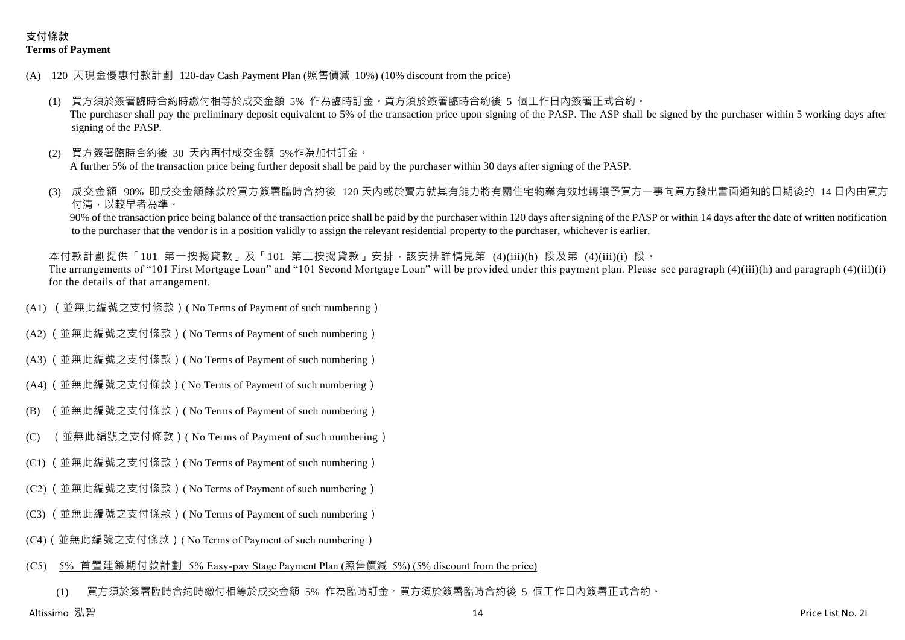## 支付條款
**Terms of Payment**

(A) 120 天現金優惠付款計劃 120-day Cash Payment Plan (照售價減 10%) (10% discount from the price)

(1) 買方須於簽署臨時合約時繳付相等於成交金額 5% 作為臨時訂金。買方須於簽署臨時合約後 5 個工作日內簽署正式合約。
The purchaser shall pay the preliminary deposit equivalent to 5% of the transaction price upon signing of the PASP. The ASP shall be signed by the purchaser within 5 working days after signing of the PASP.

(2) 買方簽署臨時合約後 30 天內再付成交金額 5%作為加付訂金。
A further 5% of the transaction price being further deposit shall be paid by the purchaser within 30 days after signing of the PASP.

(3) 成交金額 90% 即成交金額餘款於買方簽署臨時合約後 120 天內或於賣方就其有能力將有關住宅物業有效地轉讓予買方一事向買方發出書面通知的日期後的 14 日內由買方付清，以較早者為準。
90% of the transaction price being balance of the transaction price shall be paid by the purchaser within 120 days after signing of the PASP or within 14 days after the date of written notification to the purchaser that the vendor is in a position validly to assign the relevant residential property to the purchaser, whichever is earlier.

本付款計劃提供「101 第一按揭貸款」及「101 第二按揭貸款」安排，該安排詳情見第 (4)(iii)(h) 段及第 (4)(iii)(i) 段。
The arrangements of "101 First Mortgage Loan" and "101 Second Mortgage Loan" will be provided under this payment plan. Please see paragraph (4)(iii)(h) and paragraph (4)(iii)(i) for the details of that arrangement.

(A1) （並無此編號之支付條款）( No Terms of Payment of such numbering）

(A2)（並無此編號之支付條款）( No Terms of Payment of such numbering）

(A3)（並無此編號之支付條款）( No Terms of Payment of such numbering）

(A4)（並無此編號之支付條款）( No Terms of Payment of such numbering）

(B) （並無此編號之支付條款）( No Terms of Payment of such numbering）

(C) （並無此編號之支付條款）( No Terms of Payment of such numbering）

(C1)（並無此編號之支付條款）( No Terms of Payment of such numbering）

(C2)（並無此編號之支付條款）( No Terms of Payment of such numbering）

(C3)（並無此編號之支付條款）( No Terms of Payment of such numbering）

(C4)（並無此編號之支付條款）( No Terms of Payment of such numbering）

(C5) 5% 首置建築期付款計劃 5% Easy-pay Stage Payment Plan (照售價減 5%) (5% discount from the price)

(1) 買方須於簽署臨時合約時繳付相等於成交金額 5% 作為臨時訂金。買方須於簽署臨時合約後 5 個工作日內簽署正式合約。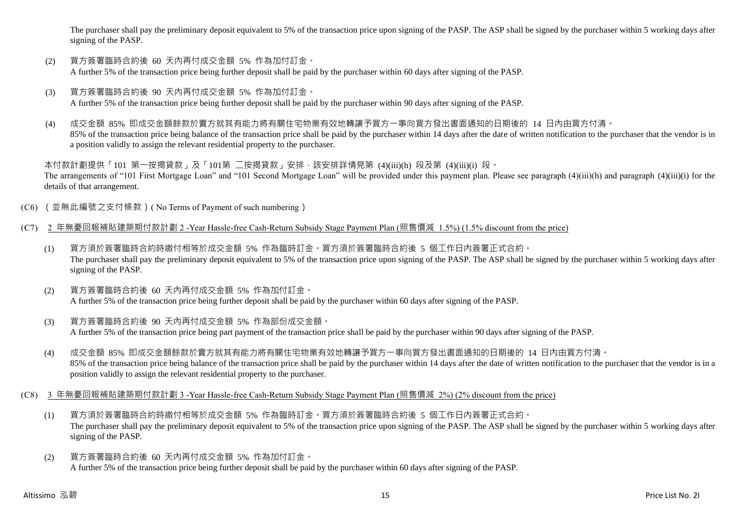The purchaser shall pay the preliminary deposit equivalent to 5% of the transaction price upon signing of the PASP. The ASP shall be signed by the purchaser within 5 working days after signing of the PASP.

(2) 買方簽署臨時合約後 60 天內再付成交金額 5% 作為加付訂金。
A further 5% of the transaction price being further deposit shall be paid by the purchaser within 60 days after signing of the PASP.

(3) 買方簽署臨時合約後 90 天內再付成交金額 5% 作為加付訂金。
A further 5% of the transaction price being further deposit shall be paid by the purchaser within 90 days after signing of the PASP.

(4) 成交金額 85% 即成交金額餘款於賣方就其有能力將有關住宅物業有效地轉讓予買方一事向買方發出書面通知的日期後的 14 日內由買方付清。
85% of the transaction price being balance of the transaction price shall be paid by the purchaser within 14 days after the date of written notification to the purchaser that the vendor is in a position validly to assign the relevant residential property to the purchaser.

本付款計劃提供「101 第一按揭貸款」及「101第 二按揭貸款」安排，該安排詳情見第 (4)(iii)(h) 段及第 (4)(iii)(i) 段。
The arrangements of "101 First Mortgage Loan" and "101 Second Mortgage Loan" will be provided under this payment plan. Please see paragraph (4)(iii)(h) and paragraph (4)(iii)(i) for the details of that arrangement.

(C6) （並無此編號之支付條款）( No Terms of Payment of such numbering )

(C7) 2 年無憂回報補貼建築期付款計劃 2 -Year Hassle-free Cash-Return Subsidy Stage Payment Plan (照售價減 1.5%) (1.5% discount from the price)

(1) 買方須於簽署臨時合約時繳付相等於成交金額 5% 作為臨時訂金。買方須於簽署臨時合約後 5 個工作日內簽署正式合約。
The purchaser shall pay the preliminary deposit equivalent to 5% of the transaction price upon signing of the PASP. The ASP shall be signed by the purchaser within 5 working days after signing of the PASP.

(2) 買方簽署臨時合約後 60 天內再付成交金額 5% 作為加付訂金。
A further 5% of the transaction price being further deposit shall be paid by the purchaser within 60 days after signing of the PASP.

(3) 買方簽署臨時合約後 90 天內再付成交金額 5% 作為部份成交金額。
A further 5% of the transaction price being part payment of the transaction price shall be paid by the purchaser within 90 days after signing of the PASP.

(4) 成交金額 85% 即成交金額餘款於賣方就其有能力將有關住宅物業有效地轉讓予買方一事向買方發出書面通知的日期後的 14 日內由買方付清。
85% of the transaction price being balance of the transaction price shall be paid by the purchaser within 14 days after the date of written notification to the purchaser that the vendor is in a position validly to assign the relevant residential property to the purchaser.

(C8) 3 年無憂回報補貼建築期付款計劃 3 -Year Hassle-free Cash-Return Subsidy Stage Payment Plan (照售價減 2%) (2% discount from the price)

(1) 買方須於簽署臨時合約時繳付相等於成交金額 5% 作為臨時訂金。買方須於簽署臨時合約後 5 個工作日內簽署正式合約。
The purchaser shall pay the preliminary deposit equivalent to 5% of the transaction price upon signing of the PASP. The ASP shall be signed by the purchaser within 5 working days after signing of the PASP.

(2) 買方簽署臨時合約後 60 天內再付成交金額 5% 作為加付訂金。
A further 5% of the transaction price being further deposit shall be paid by the purchaser within 60 days after signing of the PASP.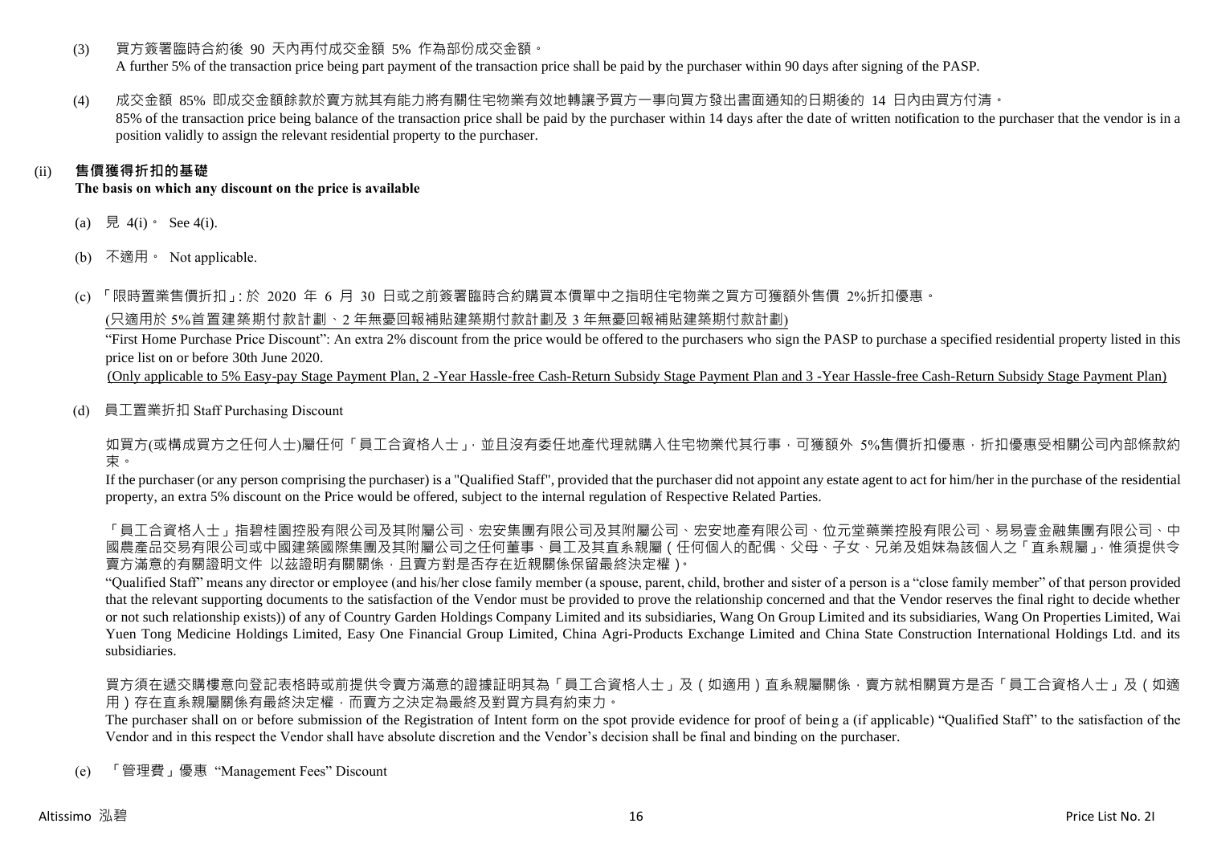(3) 買方簽署臨時合約後 90 天內再付成交金額 5% 作為部份成交金額。
A further 5% of the transaction price being part payment of the transaction price shall be paid by the purchaser within 90 days after signing of the PASP.

(4) 成交金額 85% 即成交金額餘款於賣方就其有能力將有關住宅物業有效地轉讓予買方一事向買方發出書面通知的日期後的 14 日內由買方付清。
85% of the transaction price being balance of the transaction price shall be paid by the purchaser within 14 days after the date of written notification to the purchaser that the vendor is in a position validly to assign the relevant residential property to the purchaser.

(ii) **售價獲得折扣的基礎**
**The basis on which any discount on the price is available**

(a) 見 4(i)。 See 4(i).

(b) 不適用。 Not applicable.

(c) 「限時置業售價折扣」: 於 2020 年 6 月 30 日或之前簽署臨時合約購買本價單中之指明住宅物業之買方可獲額外售價 2%折扣優惠。

(只適用於 5%首置建築期付款計劃、2 年無憂回報補貼建築期付款計劃及 3 年無憂回報補貼建築期付款計劃)

"First Home Purchase Price Discount": An extra 2% discount from the price would be offered to the purchasers who sign the PASP to purchase a specified residential property listed in this price list on or before 30th June 2020.

(Only applicable to 5% Easy-pay Stage Payment Plan, 2 -Year Hassle-free Cash-Return Subsidy Stage Payment Plan and 3 -Year Hassle-free Cash-Return Subsidy Stage Payment Plan)

(d) 員工置業折扣 Staff Purchasing Discount

如買方(或構成買方之任何人士)屬任何「員工合資格人士」，並且沒有委任地產代理就購入住宅物業代其行事，可獲額外 5%售價折扣優惠，折扣優惠受相關公司內部條款約束。

If the purchaser (or any person comprising the purchaser) is a "Qualified Staff", provided that the purchaser did not appoint any estate agent to act for him/her in the purchase of the residential property, an extra 5% discount on the Price would be offered, subject to the internal regulation of Respective Related Parties.

「員工合資格人士」指碧桂園控股有限公司及其附屬公司、宏安集團有限公司及其附屬公司、宏安地產有限公司、位元堂藥業控股有限公司、易易壹金融集團有限公司、中國農產品交易有限公司或中國建築國際集團及其附屬公司之任何董事、員工及其直系親屬（任何個人的配偶、父母、子女、兄弟及姐妹為該個人之「直系親屬」，惟須提供令賣方滿意的有關證明文件 以茲證明有關關係，且賣方對是否存在近親關係保留最終決定權）。

"Qualified Staff" means any director or employee (and his/her close family member (a spouse, parent, child, brother and sister of a person is a "close family member" of that person provided that the relevant supporting documents to the satisfaction of the Vendor must be provided to prove the relationship concerned and that the Vendor reserves the final right to decide whether or not such relationship exists)) of any of Country Garden Holdings Company Limited and its subsidiaries, Wang On Group Limited and its subsidiaries, Wang On Properties Limited, Wai Yuen Tong Medicine Holdings Limited, Easy One Financial Group Limited, China Agri-Products Exchange Limited and China State Construction International Holdings Ltd. and its subsidiaries.

買方須在遞交購樓意向登記表格時或前提供令賣方滿意的證據証明其為「員工合資格人士」及（如適用）直系親屬關係，賣方就相關買方是否「員工合資格人士」及（如適用）存在直系親屬關係有最終決定權，而賣方之決定為最終及對買方具有約束力。

The purchaser shall on or before submission of the Registration of Intent form on the spot provide evidence for proof of being a (if applicable) "Qualified Staff" to the satisfaction of the Vendor and in this respect the Vendor shall have absolute discretion and the Vendor's decision shall be final and binding on the purchaser.

(e) 「管理費」優惠 "Management Fees" Discount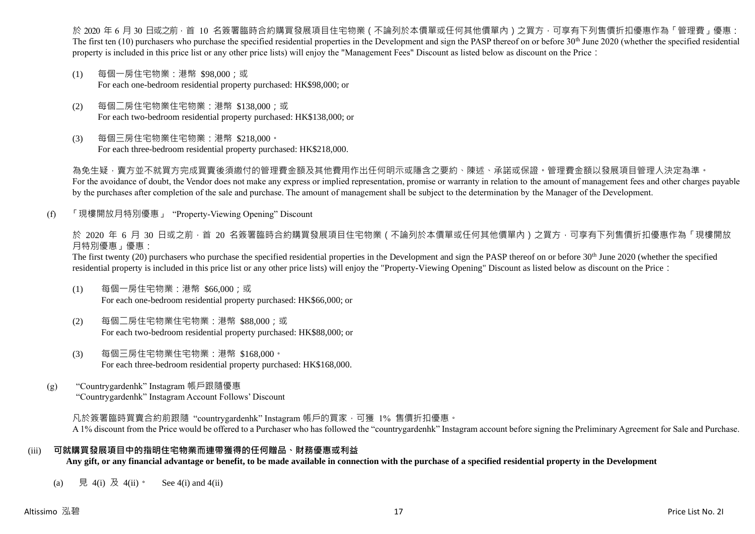於 2020 年 6 月 30 日或之前，首 10 名簽署臨時合約購買發展項目住宅物業（不論列於本價單或任何其他價單內）之買方，可享有下列售價折扣優惠作為「管理費」優惠：
The first ten (10) purchasers who purchase the specified residential properties in the Development and sign the PASP thereof on or before 30th June 2020 (whether the specified residential property is included in this price list or any other price lists) will enjoy the "Management Fees" Discount as listed below as discount on the Price：

(1) 每個一房住宅物業：港幣 $98,000；或
For each one-bedroom residential property purchased: HK$98,000; or

(2) 每個二房住宅物業住宅物業：港幣 $138,000；或
For each two-bedroom residential property purchased: HK$138,000; or

(3) 每個三房住宅物業住宅物業：港幣 $218,000。
For each three-bedroom residential property purchased: HK$218,000.

為免生疑，賣方並不就買方完成買賣後須繳付的管理費金額及其他費用作出任何明示或隱含之要約、陳述、承諾或保證。管理費金額以發展項目管理人決定為準。
For the avoidance of doubt, the Vendor does not make any express or implied representation, promise or warranty in relation to the amount of management fees and other charges payable by the purchases after completion of the sale and purchase. The amount of management shall be subject to the determination by the Manager of the Development.

(f) 「現樓開放月特別優惠」 "Property-Viewing Opening" Discount

於 2020 年 6 月 30 日或之前，首 20 名簽署臨時合約購買發展項目住宅物業（不論列於本價單或任何其他價單內）之買方，可享有下列售價折扣優惠作為「現樓開放月特別優惠」優惠：
The first twenty (20) purchasers who purchase the specified residential properties in the Development and sign the PASP thereof on or before 30th June 2020 (whether the specified residential property is included in this price list or any other price lists) will enjoy the "Property-Viewing Opening" Discount as listed below as discount on the Price：

(1) 每個一房住宅物業：港幣 $66,000；或
For each one-bedroom residential property purchased: HK$66,000; or

(2) 每個二房住宅物業住宅物業：港幣 $88,000；或
For each two-bedroom residential property purchased: HK$88,000; or

(3) 每個三房住宅物業住宅物業：港幣 $168,000。
For each three-bedroom residential property purchased: HK$168,000.

(g) "Countrygardenhk" Instagram 帳戶跟隨優惠
"Countrygardenhk" Instagram Account Follows' Discount

凡於簽署臨時買賣合約前跟隨 "countrygardenhk" Instagram 帳戶的買家，可獲 1% 售價折扣優惠。
A 1% discount from the Price would be offered to a Purchaser who has followed the "countrygardenhk" Instagram account before signing the Preliminary Agreement for Sale and Purchase.

(iii) **可就購買發展項目中的指明住宅物業而連帶獲得的任何贈品、財務優惠或利益**
**Any gift, or any financial advantage or benefit, to be made available in connection with the purchase of a specified residential property in the Development**

(a) 見 4(i) 及 4(ii)。 See 4(i) and 4(ii)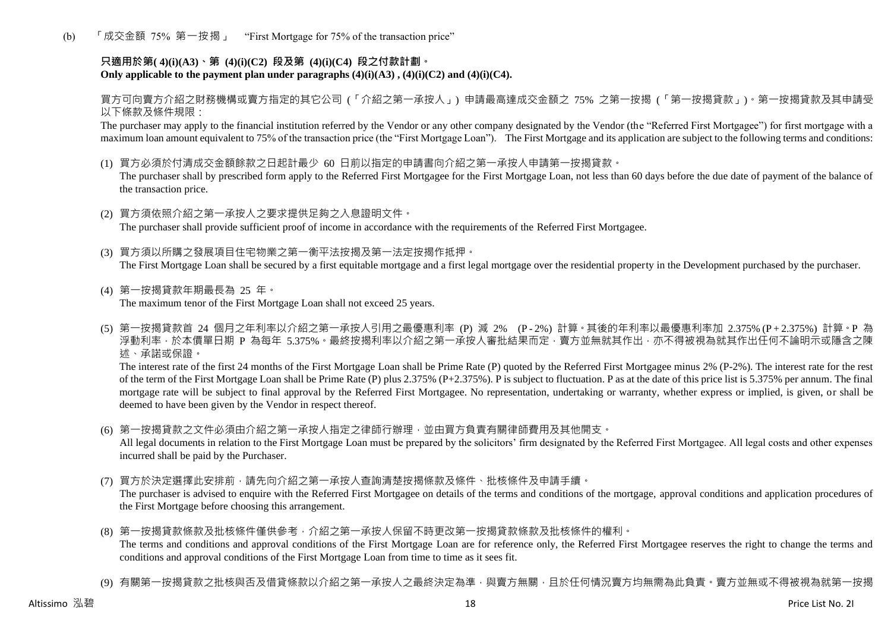(b) 「成交金額 75% 第一按揭」 "First Mortgage for 75% of the transaction price"

**只適用於第( 4)(i)(A3)、第 (4)(i)(C2) 段及第 (4)(i)(C4) 段之付款計劃。**
**Only applicable to the payment plan under paragraphs (4)(i)(A3) , (4)(i)(C2) and (4)(i)(C4).**

買方可向賣方介紹之財務機構或賣方指定的其它公司 (「介紹之第一承按人」) 申請最高達成交金額之 75% 之第一按揭 (「第一按揭貸款」)。第一按揭貸款及其申請受以下條款及條件規限：

The purchaser may apply to the financial institution referred by the Vendor or any other company designated by the Vendor (the "Referred First Mortgagee") for first mortgage with a maximum loan amount equivalent to 75% of the transaction price (the "First Mortgage Loan"). The First Mortgage and its application are subject to the following terms and conditions:

(1) 買方必須於付清成交金額餘款之日起計最少 60 日前以指定的申請書向介紹之第一承按人申請第一按揭貸款。
The purchaser shall by prescribed form apply to the Referred First Mortgagee for the First Mortgage Loan, not less than 60 days before the due date of payment of the balance of the transaction price.

(2) 買方須依照介紹之第一承按人之要求提供足夠之入息證明文件。
The purchaser shall provide sufficient proof of income in accordance with the requirements of the Referred First Mortgagee.

(3) 買方須以所購之發展項目住宅物業之第一衡平法按揭及第一法定按揭作抵押。
The First Mortgage Loan shall be secured by a first equitable mortgage and a first legal mortgage over the residential property in the Development purchased by the purchaser.

(4) 第一按揭貸款年期最長為 25 年。
The maximum tenor of the First Mortgage Loan shall not exceed 25 years.

(5) 第一按揭貸款首 24 個月之年利率以介紹之第一承按人引用之最優惠利率 (P) 減 2% (P - 2%) 計算。其後的年利率以最優惠利率加 2.375% (P + 2.375%) 計算。P 為浮動利率，於本價單日期 P 為每年 5.375%。最終按揭利率以介紹之第一承按人審批結果而定，賣方並無就其作出，亦不得被視為就其作出任何不論明示或隱含之陳述、承諾或保證。
The interest rate of the first 24 months of the First Mortgage Loan shall be Prime Rate (P) quoted by the Referred First Mortgagee minus 2% (P-2%). The interest rate for the rest of the term of the First Mortgage Loan shall be Prime Rate (P) plus 2.375% (P+2.375%). P is subject to fluctuation. P as at the date of this price list is 5.375% per annum. The final mortgage rate will be subject to final approval by the Referred First Mortgagee. No representation, undertaking or warranty, whether express or implied, is given, or shall be deemed to have been given by the Vendor in respect thereof.

(6) 第一按揭貸款之文件必須由介紹之第一承按人指定之律師行辦理，並由買方負責有關律師費用及其他開支。
All legal documents in relation to the First Mortgage Loan must be prepared by the solicitors' firm designated by the Referred First Mortgagee. All legal costs and other expenses incurred shall be paid by the Purchaser.

(7) 買方於決定選擇此安排前，請先向介紹之第一承按人查詢清楚按揭條款及條件、批核條件及申請手續。
The purchaser is advised to enquire with the Referred First Mortgagee on details of the terms and conditions of the mortgage, approval conditions and application procedures of the First Mortgage before choosing this arrangement.

(8) 第一按揭貸款條款及批核條件僅供參考，介紹之第一承按人保留不時更改第一按揭貸款條款及批核條件的權利。
The terms and conditions and approval conditions of the First Mortgage Loan are for reference only, the Referred First Mortgagee reserves the right to change the terms and conditions and approval conditions of the First Mortgage Loan from time to time as it sees fit.

(9) 有關第一按揭貸款之批核與否及借貸條款以介紹之第一承按人之最終決定為準，與賣方無關，且於任何情況賣方均無需為此負責。賣方並無或不得被視為就第一按揭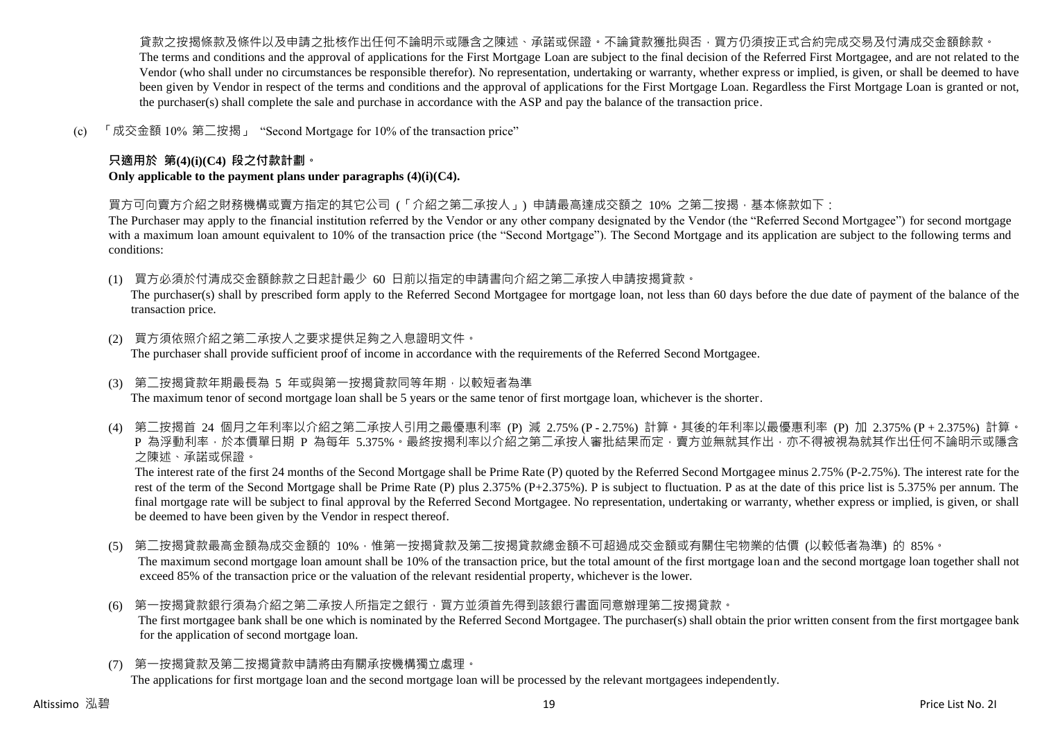貸款之按揭條款及條件以及申請之批核作出任何不論明示或隱含之陳述、承諾或保證。不論貸款獲批與否，買方仍須按正式合約完成交易及付清成交金額餘款。
The terms and conditions and the approval of applications for the First Mortgage Loan are subject to the final decision of the Referred First Mortgagee, and are not related to the Vendor (who shall under no circumstances be responsible therefor). No representation, undertaking or warranty, whether express or implied, is given, or shall be deemed to have been given by Vendor in respect of the terms and conditions and the approval of applications for the First Mortgage Loan. Regardless the First Mortgage Loan is granted or not, the purchaser(s) shall complete the sale and purchase in accordance with the ASP and pay the balance of the transaction price.

(c) 「成交金額 10% 第二按揭」 "Second Mortgage for 10% of the transaction price"

**只適用於 第(4)(i)(C4) 段之付款計劃。**
**Only applicable to the payment plans under paragraphs (4)(i)(C4).**

買方可向賣方介紹之財務機構或賣方指定的其它公司 (「介紹之第二承按人」) 申請最高達成交額之 10% 之第二按揭，基本條款如下：
The Purchaser may apply to the financial institution referred by the Vendor or any other company designated by the Vendor (the "Referred Second Mortgagee") for second mortgage with a maximum loan amount equivalent to 10% of the transaction price (the "Second Mortgage"). The Second Mortgage and its application are subject to the following terms and conditions:

(1) 買方必須於付清成交金額餘款之日起計最少 60 日前以指定的申請書向介紹之第二承按人申請按揭貸款。
The purchaser(s) shall by prescribed form apply to the Referred Second Mortgagee for mortgage loan, not less than 60 days before the due date of payment of the balance of the transaction price.

(2) 買方須依照介紹之第二承按人之要求提供足夠之入息證明文件。
The purchaser shall provide sufficient proof of income in accordance with the requirements of the Referred Second Mortgagee.

(3) 第二按揭貸款年期最長為 5 年或與第一按揭貸款同等年期，以較短者為準
The maximum tenor of second mortgage loan shall be 5 years or the same tenor of first mortgage loan, whichever is the shorter.

(4) 第二按揭首 24 個月之年利率以介紹之第二承按人引用之最優惠利率 (P) 減 2.75% (P - 2.75%) 計算。其後的年利率以最優惠利率 (P) 加 2.375% (P + 2.375%) 計算。P 為浮動利率，於本價單日期 P 為每年 5.375%。最終按揭利率以介紹之第二承按人審批結果而定，賣方並無就其作出，亦不得被視為就其作出任何不論明示或隱含之陳述、承諾或保證。
The interest rate of the first 24 months of the Second Mortgage shall be Prime Rate (P) quoted by the Referred Second Mortgagee minus 2.75% (P-2.75%). The interest rate for the rest of the term of the Second Mortgage shall be Prime Rate (P) plus 2.375% (P+2.375%). P is subject to fluctuation. P as at the date of this price list is 5.375% per annum. The final mortgage rate will be subject to final approval by the Referred Second Mortgagee. No representation, undertaking or warranty, whether express or implied, is given, or shall be deemed to have been given by the Vendor in respect thereof.

(5) 第二按揭貸款最高金額為成交金額的 10%，惟第一按揭貸款及第二按揭貸款總金額不可超過成交金額或有關住宅物業的估價 (以較低者為準) 的 85%。
The maximum second mortgage loan amount shall be 10% of the transaction price, but the total amount of the first mortgage loan and the second mortgage loan together shall not exceed 85% of the transaction price or the valuation of the relevant residential property, whichever is the lower.

(6) 第一按揭貸款銀行須為介紹之第二承按人所指定之銀行，買方並須首先得到該銀行書面同意辦理第二按揭貸款。
The first mortgagee bank shall be one which is nominated by the Referred Second Mortgagee. The purchaser(s) shall obtain the prior written consent from the first mortgagee bank for the application of second mortgage loan.

(7) 第一按揭貸款及第二按揭貸款申請將由有關承按機構獨立處理。
The applications for first mortgage loan and the second mortgage loan will be processed by the relevant mortgagees independently.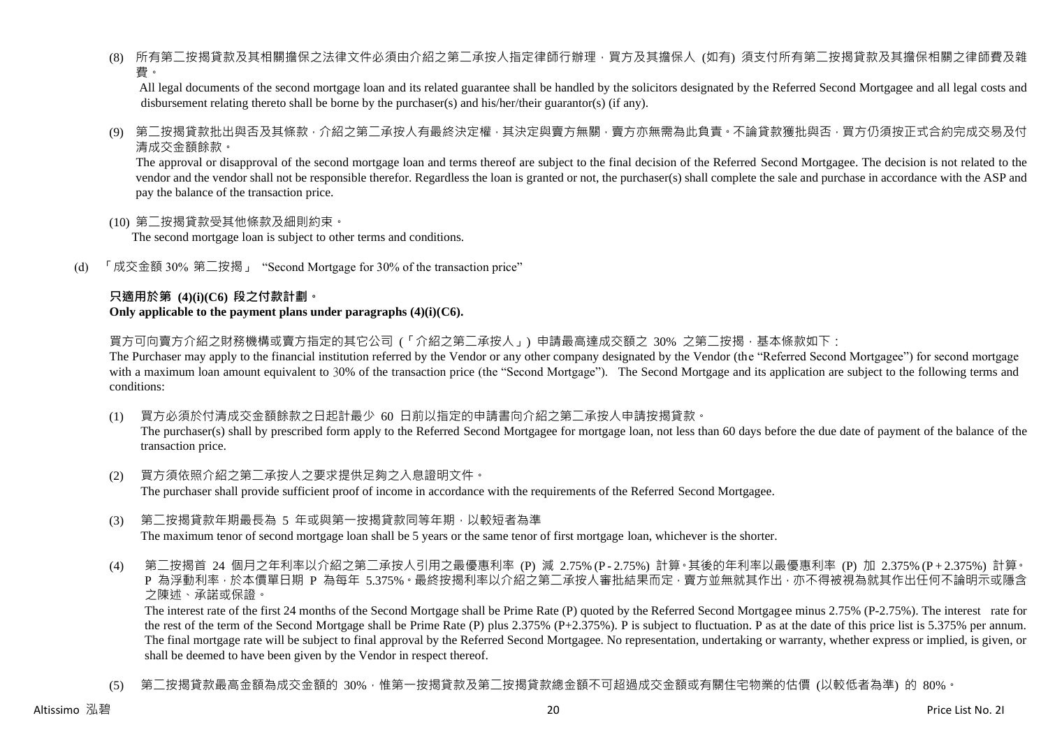(8) 所有第二按揭貸款及其相關擔保之法律文件必須由介紹之第二承按人指定律師行辦理，買方及其擔保人 (如有) 須支付所有第二按揭貸款及其擔保相關之律師費及雜費。

All legal documents of the second mortgage loan and its related guarantee shall be handled by the solicitors designated by the Referred Second Mortgagee and all legal costs and disbursement relating thereto shall be borne by the purchaser(s) and his/her/their guarantor(s) (if any).

(9) 第二按揭貸款批出與否及其條款，介紹之第二承按人有最終決定權，其決定與賣方無關，賣方亦無需為此負責。不論貸款獲批與否，買方仍須按正式合約完成交易及付清成交金額餘款。

The approval or disapproval of the second mortgage loan and terms thereof are subject to the final decision of the Referred Second Mortgagee. The decision is not related to the vendor and the vendor shall not be responsible therefor. Regardless the loan is granted or not, the purchaser(s) shall complete the sale and purchase in accordance with the ASP and pay the balance of the transaction price.

(10) 第二按揭貸款受其他條款及細則約束。

The second mortgage loan is subject to other terms and conditions.

(d) 「成交金額 30% 第二按揭」 "Second Mortgage for 30% of the transaction price"

**只適用於第 (4)(i)(C6) 段之付款計劃。**
**Only applicable to the payment plans under paragraphs (4)(i)(C6).**

買方可向賣方介紹之財務機構或賣方指定的其它公司 (「介紹之第二承按人」) 申請最高達成交額之 30% 之第二按揭，基本條款如下：

The Purchaser may apply to the financial institution referred by the Vendor or any other company designated by the Vendor (the "Referred Second Mortgagee") for second mortgage with a maximum loan amount equivalent to 30% of the transaction price (the "Second Mortgage"). The Second Mortgage and its application are subject to the following terms and conditions:

(1) 買方必須於付清成交金額餘款之日起計最少 60 日前以指定的申請書向介紹之第二承按人申請按揭貸款。

The purchaser(s) shall by prescribed form apply to the Referred Second Mortgagee for mortgage loan, not less than 60 days before the due date of payment of the balance of the transaction price.

(2) 買方須依照介紹之第二承按人之要求提供足夠之入息證明文件。

The purchaser shall provide sufficient proof of income in accordance with the requirements of the Referred Second Mortgagee.

(3) 第二按揭貸款年期最長為 5 年或與第一按揭貸款同等年期，以較短者為準

The maximum tenor of second mortgage loan shall be 5 years or the same tenor of first mortgage loan, whichever is the shorter.

(4) 第二按揭首 24 個月之年利率以介紹之第二承按人引用之最優惠利率 (P) 減 2.75% (P - 2.75%) 計算。其後的年利率以最優惠利率 (P) 加 2.375% (P + 2.375%) 計算。P 為浮動利率，於本價單日期 P 為每年 5.375%。最終按揭利率以介紹之第二承按人審批結果而定，賣方並無就其作出，亦不得被視為就其作出任何不論明示或隱含之陳述、承諾或保證。

The interest rate of the first 24 months of the Second Mortgage shall be Prime Rate (P) quoted by the Referred Second Mortgagee minus 2.75% (P-2.75%). The interest rate for the rest of the term of the Second Mortgage shall be Prime Rate (P) plus 2.375% (P+2.375%). P is subject to fluctuation. P as at the date of this price list is 5.375% per annum. The final mortgage rate will be subject to final approval by the Referred Second Mortgagee. No representation, undertaking or warranty, whether express or implied, is given, or shall be deemed to have been given by the Vendor in respect thereof.

(5) 第二按揭貸款最高金額為成交金額的 30%，惟第一按揭貸款及第二按揭貸款總金額不可超過成交金額或有關住宅物業的估價 (以較低者為準) 的 80%。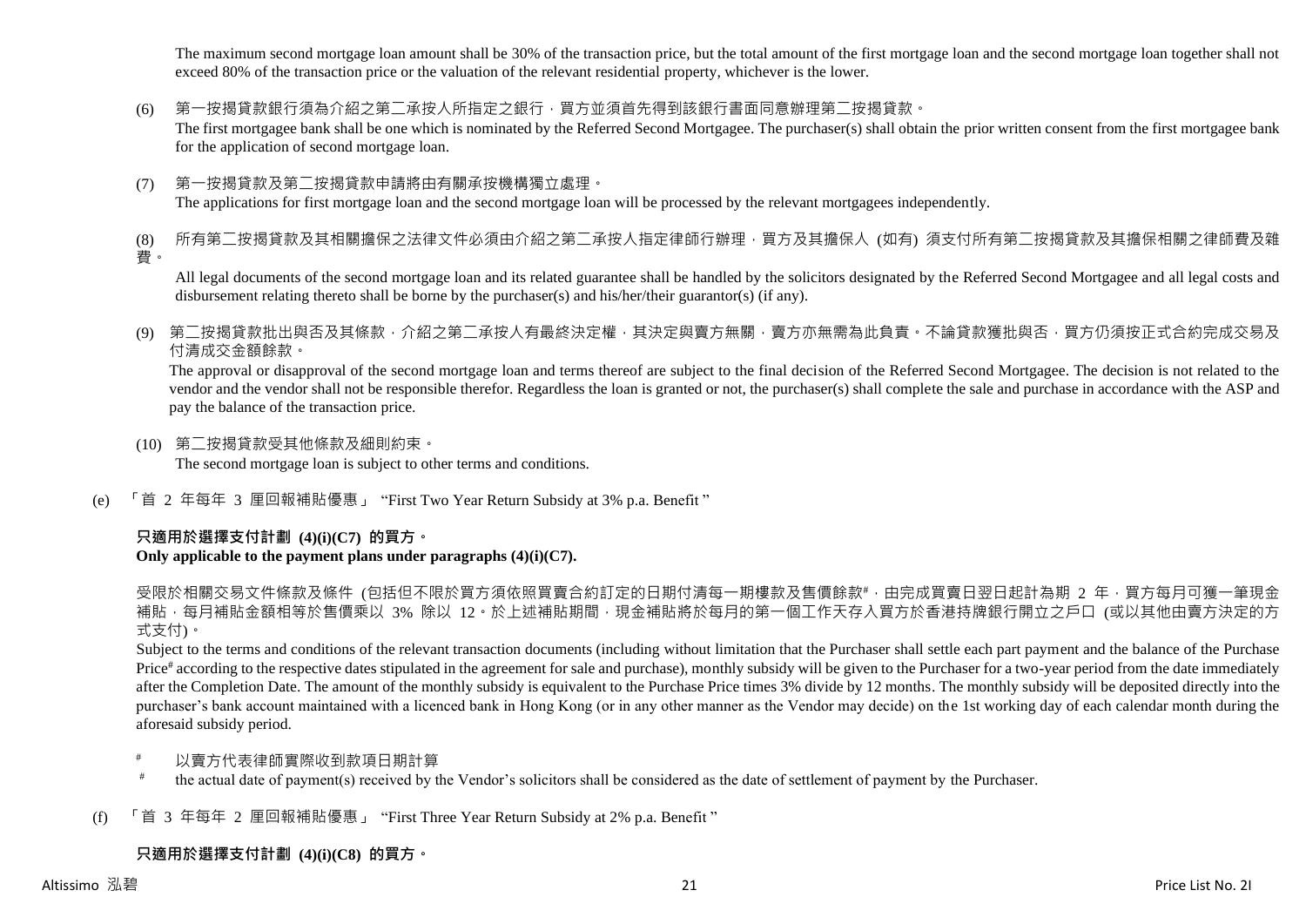The maximum second mortgage loan amount shall be 30% of the transaction price, but the total amount of the first mortgage loan and the second mortgage loan together shall not exceed 80% of the transaction price or the valuation of the relevant residential property, whichever is the lower.

(6) 第一按揭貸款銀行須為介紹之第二承按人所指定之銀行，買方並須首先得到該銀行書面同意辦理第二按揭貸款。

The first mortgagee bank shall be one which is nominated by the Referred Second Mortgagee. The purchaser(s) shall obtain the prior written consent from the first mortgagee bank for the application of second mortgage loan.

(7) 第一按揭貸款及第二按揭貸款申請將由有關承按機構獨立處理。

The applications for first mortgage loan and the second mortgage loan will be processed by the relevant mortgagees independently.

(8) 所有第二按揭貸款及其相關擔保之法律文件必須由介紹之第二承按人指定律師行辦理，買方及其擔保人 (如有) 須支付所有第二按揭貸款及其擔保相關之律師費及雜費。

All legal documents of the second mortgage loan and its related guarantee shall be handled by the solicitors designated by the Referred Second Mortgagee and all legal costs and disbursement relating thereto shall be borne by the purchaser(s) and his/her/their guarantor(s) (if any).

(9) 第二按揭貸款批出與否及其條款，介紹之第二承按人有最終決定權，其決定與賣方無關，賣方亦無需為此負責。不論貸款獲批與否，買方仍須按正式合約完成交易及付清成交金額餘款。

The approval or disapproval of the second mortgage loan and terms thereof are subject to the final decision of the Referred Second Mortgagee. The decision is not related to the vendor and the vendor shall not be responsible therefor. Regardless the loan is granted or not, the purchaser(s) shall complete the sale and purchase in accordance with the ASP and pay the balance of the transaction price.

(10) 第二按揭貸款受其他條款及細則約束。

The second mortgage loan is subject to other terms and conditions.

(e) 「首 2 年每年 3 厘回報補貼優惠」 "First Two Year Return Subsidy at 3% p.a. Benefit"

**只適用於選擇支付計劃 (4)(i)(C7) 的買方。**
**Only applicable to the payment plans under paragraphs (4)(i)(C7).**

受限於相關交易文件條款及條件 (包括但不限於買方須依照買賣合約訂定的日期付清每一期樓款及售價餘款#，由完成買賣日翌日起計為期 2 年，買方每月可獲一筆現金補貼，每月補貼金額相等於售價乘以 3% 除以 12。於上述補貼期間，現金補貼將於每月的第一個工作天存入買方於香港持牌銀行開立之戶口 (或以其他由賣方決定的方式支付)。

Subject to the terms and conditions of the relevant transaction documents (including without limitation that the Purchaser shall settle each part payment and the balance of the Purchase Price# according to the respective dates stipulated in the agreement for sale and purchase), monthly subsidy will be given to the Purchaser for a two-year period from the date immediately after the Completion Date. The amount of the monthly subsidy is equivalent to the Purchase Price times 3% divide by 12 months. The monthly subsidy will be deposited directly into the purchaser's bank account maintained with a licenced bank in Hong Kong (or in any other manner as the Vendor may decide) on the 1st working day of each calendar month during the aforesaid subsidy period.

\# 以賣方代表律師實際收到款項日期計算

\# the actual date of payment(s) received by the Vendor's solicitors shall be considered as the date of settlement of payment by the Purchaser.

(f) 「首 3 年每年 2 厘回報補貼優惠」 "First Three Year Return Subsidy at 2% p.a. Benefit"

**只適用於選擇支付計劃 (4)(i)(C8) 的買方。**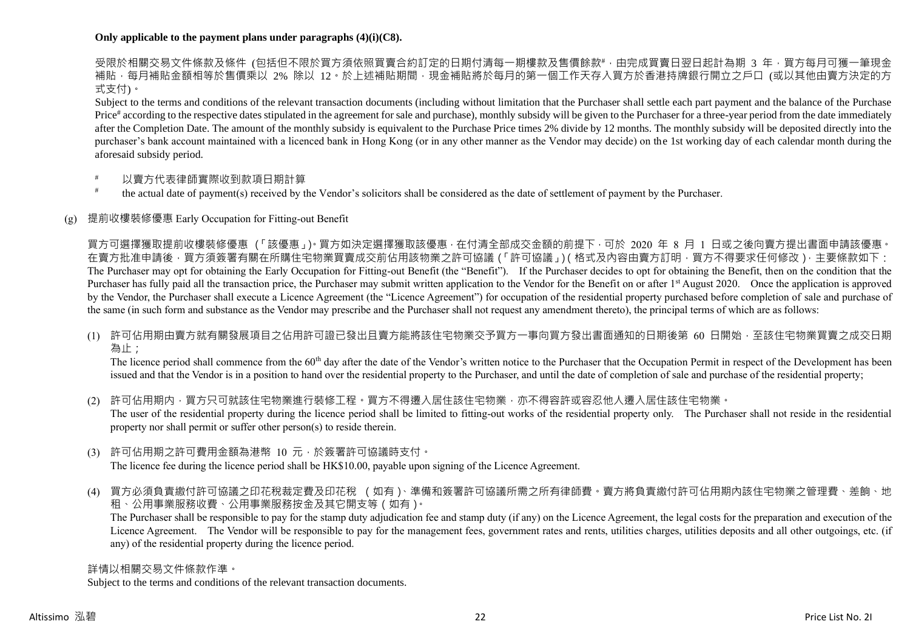**Only applicable to the payment plans under paragraphs (4)(i)(C8).**

受限於相關交易文件條款及條件 (包括但不限於買方須依照買賣合約訂定的日期付清每一期樓款及售價餘款#，由完成買賣日翌日起計為期 3 年，買方每月可獲一筆現金補貼，每月補貼金額相等於售價乘以 2% 除以 12。於上述補貼期間，現金補貼將於每月的第一個工作天存入買方於香港持牌銀行開立之戶口 (或以其他由賣方決定的方式支付)。

Subject to the terms and conditions of the relevant transaction documents (including without limitation that the Purchaser shall settle each part payment and the balance of the Purchase Price# according to the respective dates stipulated in the agreement for sale and purchase), monthly subsidy will be given to the Purchaser for a three-year period from the date immediately after the Completion Date. The amount of the monthly subsidy is equivalent to the Purchase Price times 2% divide by 12 months. The monthly subsidy will be deposited directly into the purchaser's bank account maintained with a licenced bank in Hong Kong (or in any other manner as the Vendor may decide) on the 1st working day of each calendar month during the aforesaid subsidy period.

# 以賣方代表律師實際收到款項日期計算

# the actual date of payment(s) received by the Vendor's solicitors shall be considered as the date of settlement of payment by the Purchaser.

(g) 提前收樓裝修優惠 Early Occupation for Fitting-out Benefit

買方可選擇獲取提前收樓裝修優惠 (「該優惠」)。買方如決定選擇獲取該優惠，在付清全部成交金額的前提下，可於 2020 年 8 月 1 日或之後向賣方提出書面申請該優惠。在賣方批准申請後，買方須簽署有關在所購住宅物業買賣成交前佔用該物業之許可協議 (「許可協議」) ( 格式及內容由賣方訂明，買方不得要求任何修改 )，主要條款如下：

The Purchaser may opt for obtaining the Early Occupation for Fitting-out Benefit (the "Benefit"). If the Purchaser decides to opt for obtaining the Benefit, then on the condition that the Purchaser has fully paid all the transaction price, the Purchaser may submit written application to the Vendor for the Benefit on or after 1st August 2020. Once the application is approved by the Vendor, the Purchaser shall execute a Licence Agreement (the "Licence Agreement") for occupation of the residential property purchased before completion of sale and purchase of the same (in such form and substance as the Vendor may prescribe and the Purchaser shall not request any amendment thereto), the principal terms of which are as follows:

(1) 許可佔用期由賣方就有關發展項目之佔用許可證已發出且賣方能將該住宅物業交予買方一事向買方發出書面通知的日期後第 60 日開始，至該住宅物業買賣之成交日期為止；
The licence period shall commence from the 60th day after the date of the Vendor's written notice to the Purchaser that the Occupation Permit in respect of the Development has been issued and that the Vendor is in a position to hand over the residential property to the Purchaser, and until the date of completion of sale and purchase of the residential property;

(2) 許可佔用期內，買方只可就該住宅物業進行裝修工程。買方不得遷入居住該住宅物業，亦不得容許或容忍他人遷入居住該住宅物業。
The user of the residential property during the licence period shall be limited to fitting-out works of the residential property only. The Purchaser shall not reside in the residential property nor shall permit or suffer other person(s) to reside therein.

(3) 許可佔用期之許可費用金額為港幣 10 元，於簽署許可協議時支付。
The licence fee during the licence period shall be HK$10.00, payable upon signing of the Licence Agreement.

(4) 買方必須負責繳付許可協議之印花稅裁定費及印花稅 ( 如有 )、準備和簽署許可協議所需之所有律師費。賣方將負責繳付許可佔用期內該住宅物業之管理費、差餉、地租、公用事業服務收費、公用事業服務按金及其它開支等 ( 如有 )。
The Purchaser shall be responsible to pay for the stamp duty adjudication fee and stamp duty (if any) on the Licence Agreement, the legal costs for the preparation and execution of the Licence Agreement. The Vendor will be responsible to pay for the management fees, government rates and rents, utilities charges, utilities deposits and all other outgoings, etc. (if any) of the residential property during the licence period.

詳情以相關交易文件條款作準。
Subject to the terms and conditions of the relevant transaction documents.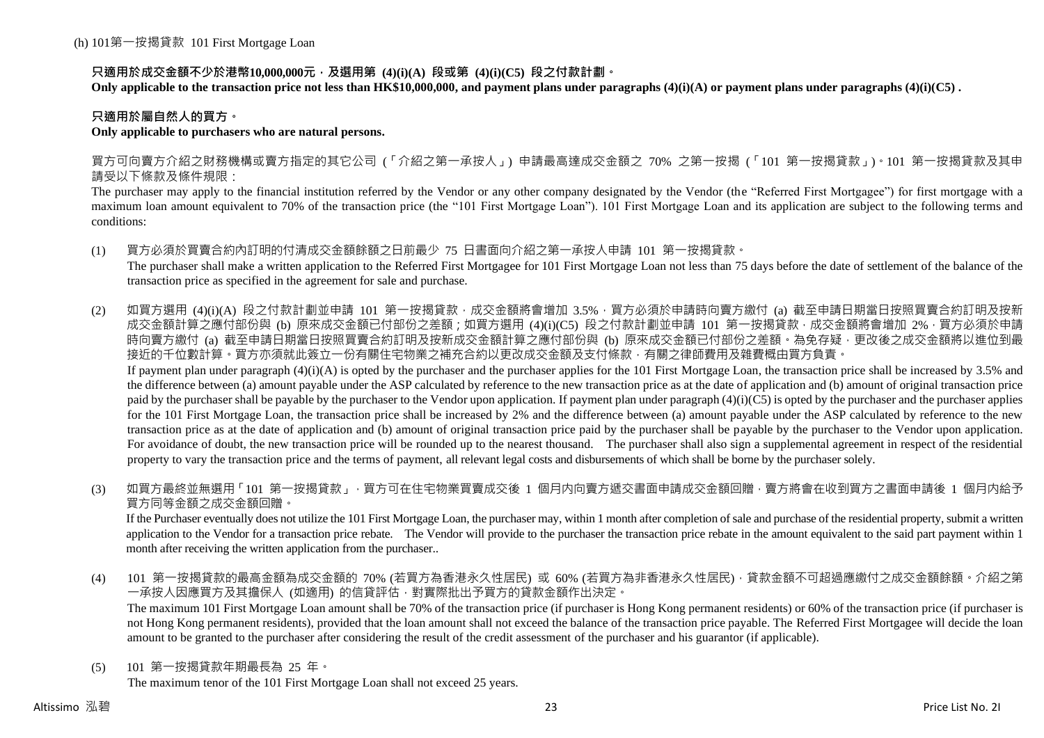(h) 101第一按揭貸款 101 First Mortgage Loan

**只適用於成交金額不少於港幣10,000,000元，及選用第 (4)(i)(A) 段或第 (4)(i)(C5) 段之付款計劃。**
**Only applicable to the transaction price not less than HK$10,000,000, and payment plans under paragraphs (4)(i)(A) or payment plans under paragraphs (4)(i)(C5) .**

**只適用於屬自然人的買方。**
**Only applicable to purchasers who are natural persons.**

買方可向賣方介紹之財務機構或賣方指定的其它公司 (「介紹之第一承按人」) 申請最高達成交金額之 70% 之第一按揭 (「101 第一按揭貸款」)。101 第一按揭貸款及其申請受以下條款及條件規限：
The purchaser may apply to the financial institution referred by the Vendor or any other company designated by the Vendor (the "Referred First Mortgagee") for first mortgage with a maximum loan amount equivalent to 70% of the transaction price (the "101 First Mortgage Loan"). 101 First Mortgage Loan and its application are subject to the following terms and conditions:

(1) 買方必須於買賣合約內訂明的付清成交金額餘額之日前最少 75 日書面向介紹之第一承按人申請 101 第一按揭貸款。
The purchaser shall make a written application to the Referred First Mortgagee for 101 First Mortgage Loan not less than 75 days before the date of settlement of the balance of the transaction price as specified in the agreement for sale and purchase.

(2) 如買方選用 (4)(i)(A) 段之付款計劃並申請 101 第一按揭貸款，成交金額將會增加 3.5%，買方必須於申請時向賣方繳付 (a) 截至申請日期當日按照買賣合約訂明及按新成交金額計算之應付部份與 (b) 原來成交金額已付部份之差額；如買方選用 (4)(i)(C5) 段之付款計劃並申請 101 第一按揭貸款，成交金額將會增加 2%，買方必須於申請時向賣方繳付 (a) 截至申請日期當日按照買賣合約訂明及按新成交金額計算之應付部份與 (b) 原來成交金額已付部份之差額。為免存疑，更改後之成交金額將以進位到最接近的千位數計算。買方亦須就此簽立一份有關住宅物業之補充合約以更改成交金額及支付條款，有關之律師費用及雜費概由買方負責。
If payment plan under paragraph (4)(i)(A) is opted by the purchaser and the purchaser applies for the 101 First Mortgage Loan, the transaction price shall be increased by 3.5% and the difference between (a) amount payable under the ASP calculated by reference to the new transaction price as at the date of application and (b) amount of original transaction price paid by the purchaser shall be payable by the purchaser to the Vendor upon application. If payment plan under paragraph (4)(i)(C5) is opted by the purchaser and the purchaser applies for the 101 First Mortgage Loan, the transaction price shall be increased by 2% and the difference between (a) amount payable under the ASP calculated by reference to the new transaction price as at the date of application and (b) amount of original transaction price paid by the purchaser shall be payable by the purchaser to the Vendor upon application. For avoidance of doubt, the new transaction price will be rounded up to the nearest thousand. The purchaser shall also sign a supplemental agreement in respect of the residential property to vary the transaction price and the terms of payment, all relevant legal costs and disbursements of which shall be borne by the purchaser solely.

(3) 如買方最終並無選用「101 第一按揭貸款」，買方可在住宅物業買賣成交後 1 個月內向賣方遞交書面申請成交金額回贈，賣方將會在收到買方之書面申請後 1 個月內給予買方同等金額之成交金額回贈。
If the Purchaser eventually does not utilize the 101 First Mortgage Loan, the purchaser may, within 1 month after completion of sale and purchase of the residential property, submit a written application to the Vendor for a transaction price rebate. The Vendor will provide to the purchaser the transaction price rebate in the amount equivalent to the said part payment within 1 month after receiving the written application from the purchaser..

(4) 101 第一按揭貸款的最高金額為成交金額的 70% (若買方為香港永久性居民) 或 60% (若買方為非香港永久性居民)，貸款金額不可超過應繳付之成交金額餘額。介紹之第一承按人因應買方及其擔保人 (如適用) 的信貸評估，對實際批出予買方的貸款金額作出決定。
The maximum 101 First Mortgage Loan amount shall be 70% of the transaction price (if purchaser is Hong Kong permanent residents) or 60% of the transaction price (if purchaser is not Hong Kong permanent residents), provided that the loan amount shall not exceed the balance of the transaction price payable. The Referred First Mortgagee will decide the loan amount to be granted to the purchaser after considering the result of the credit assessment of the purchaser and his guarantor (if applicable).

(5) 101 第一按揭貸款年期最長為 25 年。
The maximum tenor of the 101 First Mortgage Loan shall not exceed 25 years.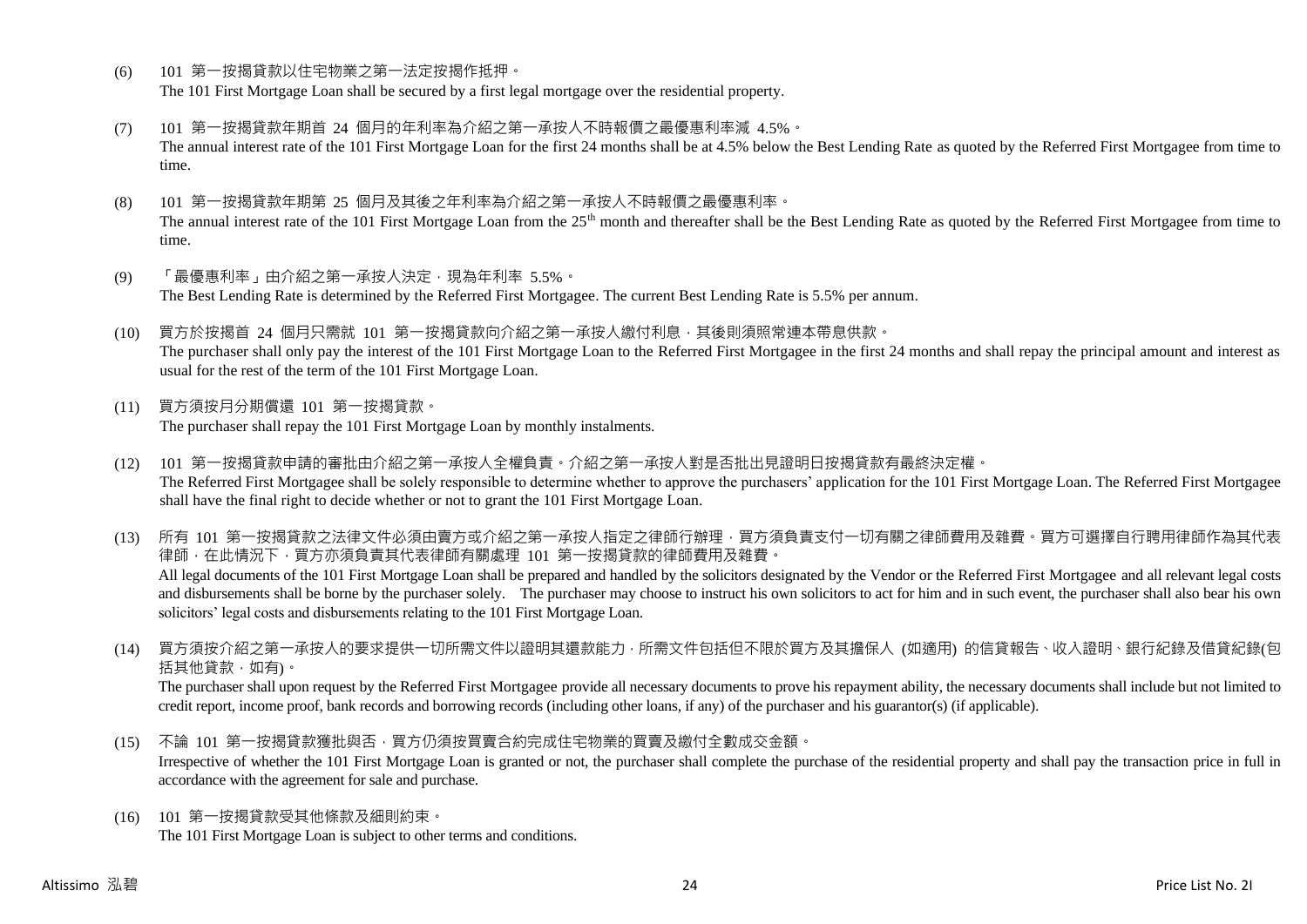(6) 101 第一按揭貸款以住宅物業之第一法定按揭作抵押。
The 101 First Mortgage Loan shall be secured by a first legal mortgage over the residential property.

(7) 101 第一按揭貸款年期首 24 個月的年利率為介紹之第一承按人不時報價之最優惠利率減 4.5%。
The annual interest rate of the 101 First Mortgage Loan for the first 24 months shall be at 4.5% below the Best Lending Rate as quoted by the Referred First Mortgagee from time to time.

(8) 101 第一按揭貸款年期第 25 個月及其後之年利率為介紹之第一承按人不時報價之最優惠利率。
The annual interest rate of the 101 First Mortgage Loan from the 25th month and thereafter shall be the Best Lending Rate as quoted by the Referred First Mortgagee from time to time.

(9) 「最優惠利率」由介紹之第一承按人決定，現為年利率 5.5%。
The Best Lending Rate is determined by the Referred First Mortgagee. The current Best Lending Rate is 5.5% per annum.

(10) 買方於按揭首 24 個月只需就 101 第一按揭貸款向介紹之第一承按人繳付利息，其後則須照常連本帶息供款。
The purchaser shall only pay the interest of the 101 First Mortgage Loan to the Referred First Mortgagee in the first 24 months and shall repay the principal amount and interest as usual for the rest of the term of the 101 First Mortgage Loan.

(11) 買方須按月分期償還 101 第一按揭貸款。
The purchaser shall repay the 101 First Mortgage Loan by monthly instalments.

(12) 101 第一按揭貸款申請的審批由介紹之第一承按人全權負責。介紹之第一承按人對是否批出見證明日按揭貸款有最終決定權。
The Referred First Mortgagee shall be solely responsible to determine whether to approve the purchasers' application for the 101 First Mortgage Loan. The Referred First Mortgagee shall have the final right to decide whether or not to grant the 101 First Mortgage Loan.

(13) 所有 101 第一按揭貸款之法律文件必須由賣方或介紹之第一承按人指定之律師行辦理，買方須負責支付一切有關之律師費用及雜費。買方可選擇自行聘用律師作為其代表律師，在此情況下，買方亦須負責其代表律師有關處理 101 第一按揭貸款的律師費用及雜費。
All legal documents of the 101 First Mortgage Loan shall be prepared and handled by the solicitors designated by the Vendor or the Referred First Mortgagee and all relevant legal costs and disbursements shall be borne by the purchaser solely. The purchaser may choose to instruct his own solicitors to act for him and in such event, the purchaser shall also bear his own solicitors' legal costs and disbursements relating to the 101 First Mortgage Loan.

(14) 買方須按介紹之第一承按人的要求提供一切所需文件以證明其還款能力，所需文件包括但不限於買方及其擔保人 (如適用) 的信貸報告、收入證明、銀行紀錄及借貸紀錄(包括其他貸款，如有)。
The purchaser shall upon request by the Referred First Mortgagee provide all necessary documents to prove his repayment ability, the necessary documents shall include but not limited to credit report, income proof, bank records and borrowing records (including other loans, if any) of the purchaser and his guarantor(s) (if applicable).

(15) 不論 101 第一按揭貸款獲批與否，買方仍須按買賣合約完成住宅物業的買賣及繳付全數成交金額。
Irrespective of whether the 101 First Mortgage Loan is granted or not, the purchaser shall complete the purchase of the residential property and shall pay the transaction price in full in accordance with the agreement for sale and purchase.

(16) 101 第一按揭貸款受其他條款及細則約束。
The 101 First Mortgage Loan is subject to other terms and conditions.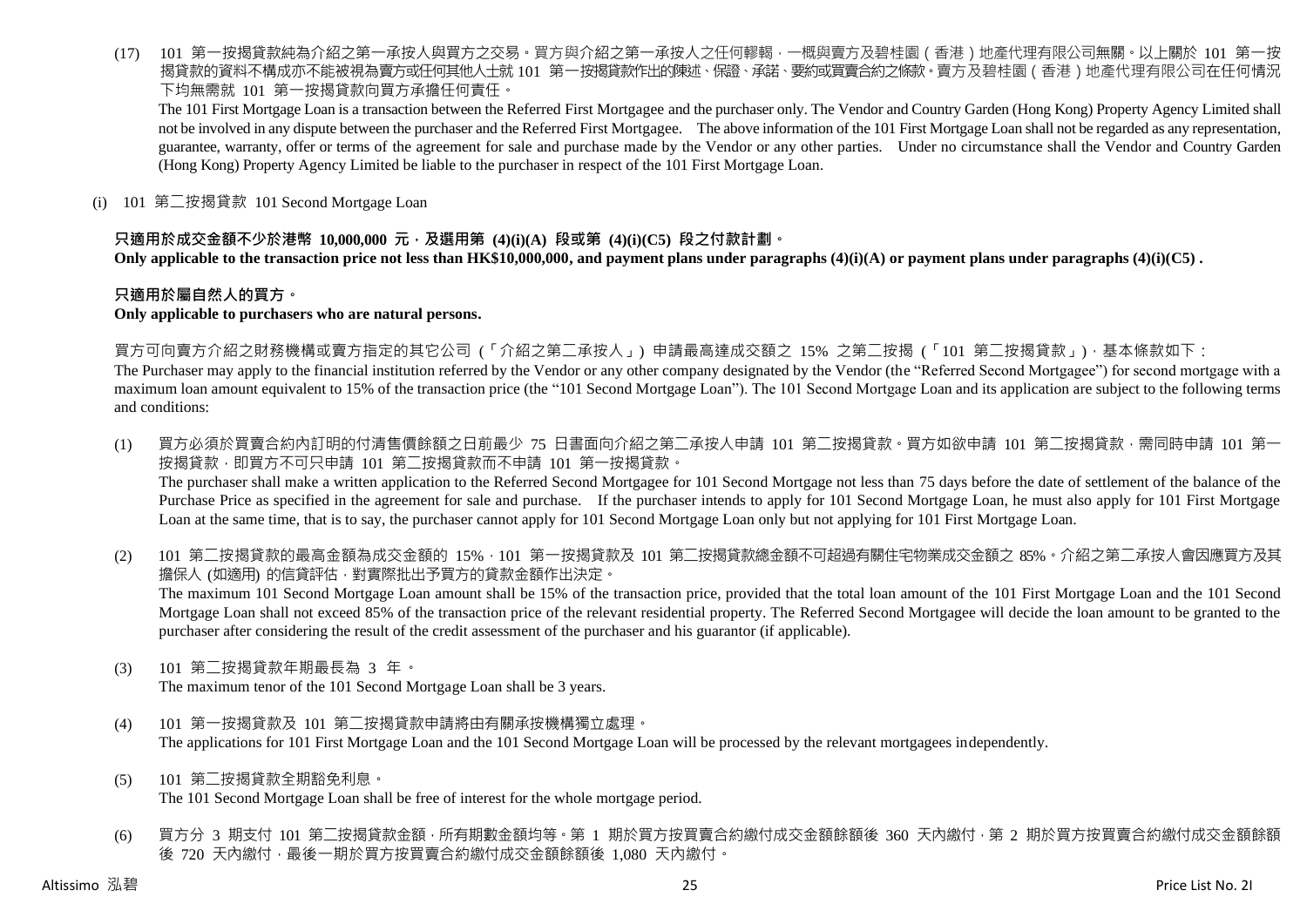(17) 101 第一按揭貸款純為介紹之第一承按人與買方之交易。買方與介紹之第一承按人之任何轇輵，一概與賣方及碧桂園（香港）地產代理有限公司無關。以上關於 101 第一按揭貸款的資料不構成亦不能被視為賣方或任何其他人士就 101 第一按揭貸款作出的陳述、保證、承諾、要約或買賣合約之條款。賣方及碧桂園（香港）地產代理有限公司在任何情況下均無需就 101 第一按揭貸款向買方承擔任何責任。
The 101 First Mortgage Loan is a transaction between the Referred First Mortgagee and the purchaser only. The Vendor and Country Garden (Hong Kong) Property Agency Limited shall not be involved in any dispute between the purchaser and the Referred First Mortgagee. The above information of the 101 First Mortgage Loan shall not be regarded as any representation, guarantee, warranty, offer or terms of the agreement for sale and purchase made by the Vendor or any other parties. Under no circumstance shall the Vendor and Country Garden (Hong Kong) Property Agency Limited be liable to the purchaser in respect of the 101 First Mortgage Loan.

(i) 101 第二按揭貸款 101 Second Mortgage Loan

**只適用於成交金額不少於港幣 10,000,000 元，及選用第 (4)(i)(A) 段或第 (4)(i)(C5) 段之付款計劃。**
**Only applicable to the transaction price not less than HK$10,000,000, and payment plans under paragraphs (4)(i)(A) or payment plans under paragraphs (4)(i)(C5) .**

**只適用於屬自然人的買方。**
**Only applicable to purchasers who are natural persons.**

買方可向賣方介紹之財務機構或賣方指定的其它公司（「介紹之第二承按人」）申請最高達成交額之 15% 之第二按揭（「101 第二按揭貸款」），基本條款如下：
The Purchaser may apply to the financial institution referred by the Vendor or any other company designated by the Vendor (the "Referred Second Mortgagee") for second mortgage with a maximum loan amount equivalent to 15% of the transaction price (the "101 Second Mortgage Loan"). The 101 Second Mortgage Loan and its application are subject to the following terms and conditions:

(1) 買方必須於買賣合約內訂明的付清售價餘額之日前最少 75 日書面向介紹之第二承按人申請 101 第二按揭貸款。買方如欲申請 101 第二按揭貸款，需同時申請 101 第一按揭貸款，即買方不可只申請 101 第二按揭貸款而不申請 101 第一按揭貸款。
The purchaser shall make a written application to the Referred Second Mortgagee for 101 Second Mortgage not less than 75 days before the date of settlement of the balance of the Purchase Price as specified in the agreement for sale and purchase. If the purchaser intends to apply for 101 Second Mortgage Loan, he must also apply for 101 First Mortgage Loan at the same time, that is to say, the purchaser cannot apply for 101 Second Mortgage Loan only but not applying for 101 First Mortgage Loan.

(2) 101 第二按揭貸款的最高金額為成交金額的 15%，101 第一按揭貸款及 101 第二按揭貸款總金額不可超過有關住宅物業成交金額之 85%。介紹之第二承按人會因應買方及其擔保人 (如適用) 的信貸評估，對實際批出予買方的貸款金額作出決定。
The maximum 101 Second Mortgage Loan amount shall be 15% of the transaction price, provided that the total loan amount of the 101 First Mortgage Loan and the 101 Second Mortgage Loan shall not exceed 85% of the transaction price of the relevant residential property. The Referred Second Mortgagee will decide the loan amount to be granted to the purchaser after considering the result of the credit assessment of the purchaser and his guarantor (if applicable).

(3) 101 第二按揭貸款年期最長為 3 年。
The maximum tenor of the 101 Second Mortgage Loan shall be 3 years.

(4) 101 第一按揭貸款及 101 第二按揭貸款申請將由有關承按機構獨立處理。
The applications for 101 First Mortgage Loan and the 101 Second Mortgage Loan will be processed by the relevant mortgagees independently.

(5) 101 第二按揭貸款全期豁免利息。
The 101 Second Mortgage Loan shall be free of interest for the whole mortgage period.

(6) 買方分 3 期支付 101 第二按揭貸款金額，所有期數金額均等。第 1 期於買方按買賣合約繳付成交金額餘額後 360 天內繳付，第 2 期於買方按買賣合約繳付成交金額餘額後 720 天內繳付，最後一期於買方按買賣合約繳付成交金額餘額後 1,080 天內繳付。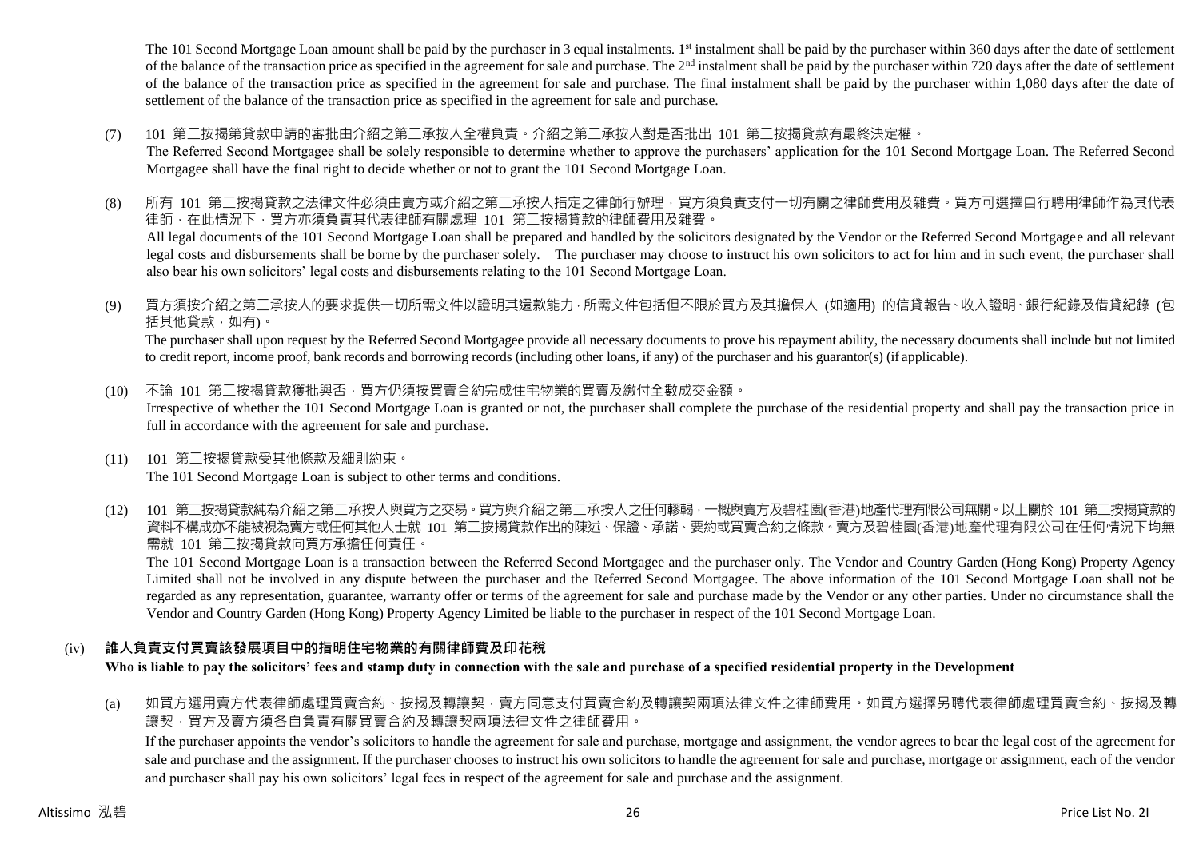The 101 Second Mortgage Loan amount shall be paid by the purchaser in 3 equal instalments. 1st instalment shall be paid by the purchaser within 360 days after the date of settlement of the balance of the transaction price as specified in the agreement for sale and purchase. The 2nd instalment shall be paid by the purchaser within 720 days after the date of settlement of the balance of the transaction price as specified in the agreement for sale and purchase. The final instalment shall be paid by the purchaser within 1,080 days after the date of settlement of the balance of the transaction price as specified in the agreement for sale and purchase.

(7) 101 第二按揭第貸款申請的審批由介紹之第二承按人全權負責。介紹之第二承按人對是否批出 101 第二按揭貸款有最終決定權。
The Referred Second Mortgagee shall be solely responsible to determine whether to approve the purchasers' application for the 101 Second Mortgage Loan. The Referred Second Mortgagee shall have the final right to decide whether or not to grant the 101 Second Mortgage Loan.

(8) 所有 101 第二按揭貸款之法律文件必須由賣方或介紹之第二承按人指定之律師行辦理，買方須負責支付一切有關之律師費用及雜費。買方可選擇自行聘用律師作為其代表律師，在此情況下，買方亦須負責其代表律師有關處理 101 第二按揭貸款的律師費用及雜費。
All legal documents of the 101 Second Mortgage Loan shall be prepared and handled by the solicitors designated by the Vendor or the Referred Second Mortgagee and all relevant legal costs and disbursements shall be borne by the purchaser solely. The purchaser may choose to instruct his own solicitors to act for him and in such event, the purchaser shall also bear his own solicitors' legal costs and disbursements relating to the 101 Second Mortgage Loan.

(9) 買方須按介紹之第二承按人的要求提供一切所需文件以證明其還款能力，所需文件包括但不限於買方及其擔保人 (如適用) 的信貸報告、收入證明、銀行紀錄及借貸紀錄 (包括其他貸款，如有)。
The purchaser shall upon request by the Referred Second Mortgagee provide all necessary documents to prove his repayment ability, the necessary documents shall include but not limited to credit report, income proof, bank records and borrowing records (including other loans, if any) of the purchaser and his guarantor(s) (if applicable).

(10) 不論 101 第二按揭貸款獲批與否，買方仍須按買賣合約完成住宅物業的買賣及繳付全數成交金額。
Irrespective of whether the 101 Second Mortgage Loan is granted or not, the purchaser shall complete the purchase of the residential property and shall pay the transaction price in full in accordance with the agreement for sale and purchase.

(11) 101 第二按揭貸款受其他條款及細則約束。
The 101 Second Mortgage Loan is subject to other terms and conditions.

(12) 101 第二按揭貸款純為介紹之第二承按人與買方之交易。買方與介紹之第二承按人之任何轇輵，一概與賣方及碧桂園(香港)地產代理有限公司無關。以上關於 101 第二按揭貸款的資料不構成亦不能被視為賣方或任何其他人士就 101 第二按揭貸款作出的陳述、保證、承諾、要約或買賣合約之條款。賣方及碧桂園(香港)地產代理有限公司在任何情況下均無需就 101 第二按揭貸款向買方承擔任何責任。
The 101 Second Mortgage Loan is a transaction between the Referred Second Mortgagee and the purchaser only. The Vendor and Country Garden (Hong Kong) Property Agency Limited shall not be involved in any dispute between the purchaser and the Referred Second Mortgagee. The above information of the 101 Second Mortgage Loan shall not be regarded as any representation, guarantee, warranty offer or terms of the agreement for sale and purchase made by the Vendor or any other parties. Under no circumstance shall the Vendor and Country Garden (Hong Kong) Property Agency Limited be liable to the purchaser in respect of the 101 Second Mortgage Loan.

## (iv) 誰人負責支付買賣該發展項目中的指明住宅物業的有關律師費及印花稅
**Who is liable to pay the solicitors' fees and stamp duty in connection with the sale and purchase of a specified residential property in the Development**

(a) 如買方選用賣方代表律師處理買賣合約、按揭及轉讓契，賣方同意支付買賣合約及轉讓契兩項法律文件之律師費用。如買方選擇另聘代表律師處理買賣合約、按揭及轉讓契，買方及賣方須各自負責有關買賣合約及轉讓契兩項法律文件之律師費用。
If the purchaser appoints the vendor's solicitors to handle the agreement for sale and purchase, mortgage and assignment, the vendor agrees to bear the legal cost of the agreement for sale and purchase and the assignment. If the purchaser chooses to instruct his own solicitors to handle the agreement for sale and purchase, mortgage or assignment, each of the vendor and purchaser shall pay his own solicitors' legal fees in respect of the agreement for sale and purchase and the assignment.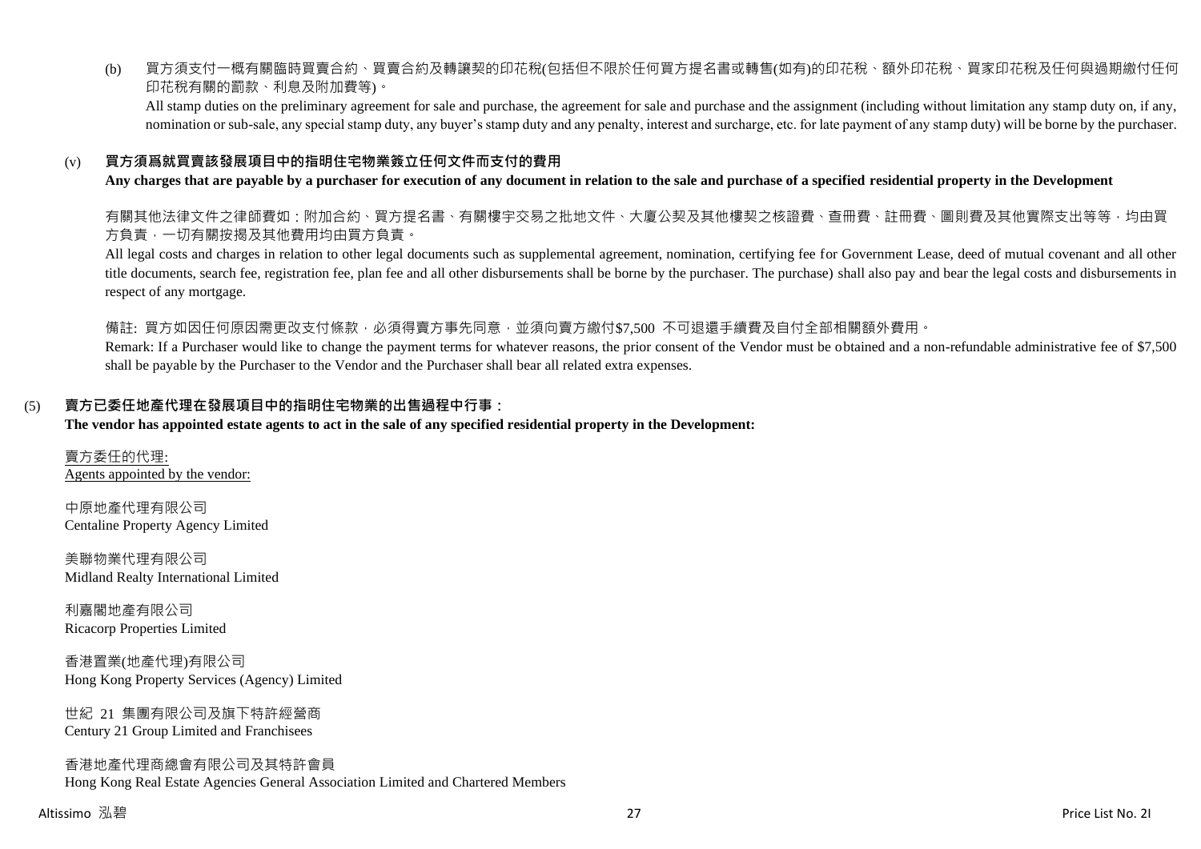(b) 買方須支付一概有關臨時買賣合約、買賣合約及轉讓契的印花稅(包括但不限於任何買方提名書或轉售(如有)的印花稅、額外印花稅、買家印花稅及任何與過期繳付任何印花稅有關的罰款、利息及附加費等)。

All stamp duties on the preliminary agreement for sale and purchase, the agreement for sale and purchase and the assignment (including without limitation any stamp duty on, if any, nomination or sub-sale, any special stamp duty, any buyer's stamp duty and any penalty, interest and surcharge, etc. for late payment of any stamp duty) will be borne by the purchaser.

### (v) 買方須爲就買賣該發展項目中的指明住宅物業簽立任何文件而支付的費用

**Any charges that are payable by a purchaser for execution of any document in relation to the sale and purchase of a specified residential property in the Development**

有關其他法律文件之律師費如：附加合約、買方提名書、有關樓宇交易之批地文件、大廈公契及其他樓契之核證費、查冊費、註冊費、圖則費及其他實際支出等等，均由買方負責，一切有關按揭及其他費用均由買方負責。

All legal costs and charges in relation to other legal documents such as supplemental agreement, nomination, certifying fee for Government Lease, deed of mutual covenant and all other title documents, search fee, registration fee, plan fee and all other disbursements shall be borne by the purchaser. The purchase) shall also pay and bear the legal costs and disbursements in respect of any mortgage.

備註: 買方如因任何原因需更改支付條款，必須得賣方事先同意，並須向賣方繳付$7,500 不可退還手續費及自付全部相關額外費用。

Remark: If a Purchaser would like to change the payment terms for whatever reasons, the prior consent of the Vendor must be obtained and a non-refundable administrative fee of $7,500 shall be payable by the Purchaser to the Vendor and the Purchaser shall bear all related extra expenses.

## (5) 賣方已委任地產代理在發展項目中的指明住宅物業的出售過程中行事：

**The vendor has appointed estate agents to act in the sale of any specified residential property in the Development:**

賣方委任的代理:
Agents appointed by the vendor:

中原地產代理有限公司
Centaline Property Agency Limited

美聯物業代理有限公司
Midland Realty International Limited

利嘉閣地產有限公司
Ricacorp Properties Limited

香港置業(地產代理)有限公司
Hong Kong Property Services (Agency) Limited

世紀 21 集團有限公司及旗下特許經營商
Century 21 Group Limited and Franchisees

香港地產代理商總會有限公司及其特許會員
Hong Kong Real Estate Agencies General Association Limited and Chartered Members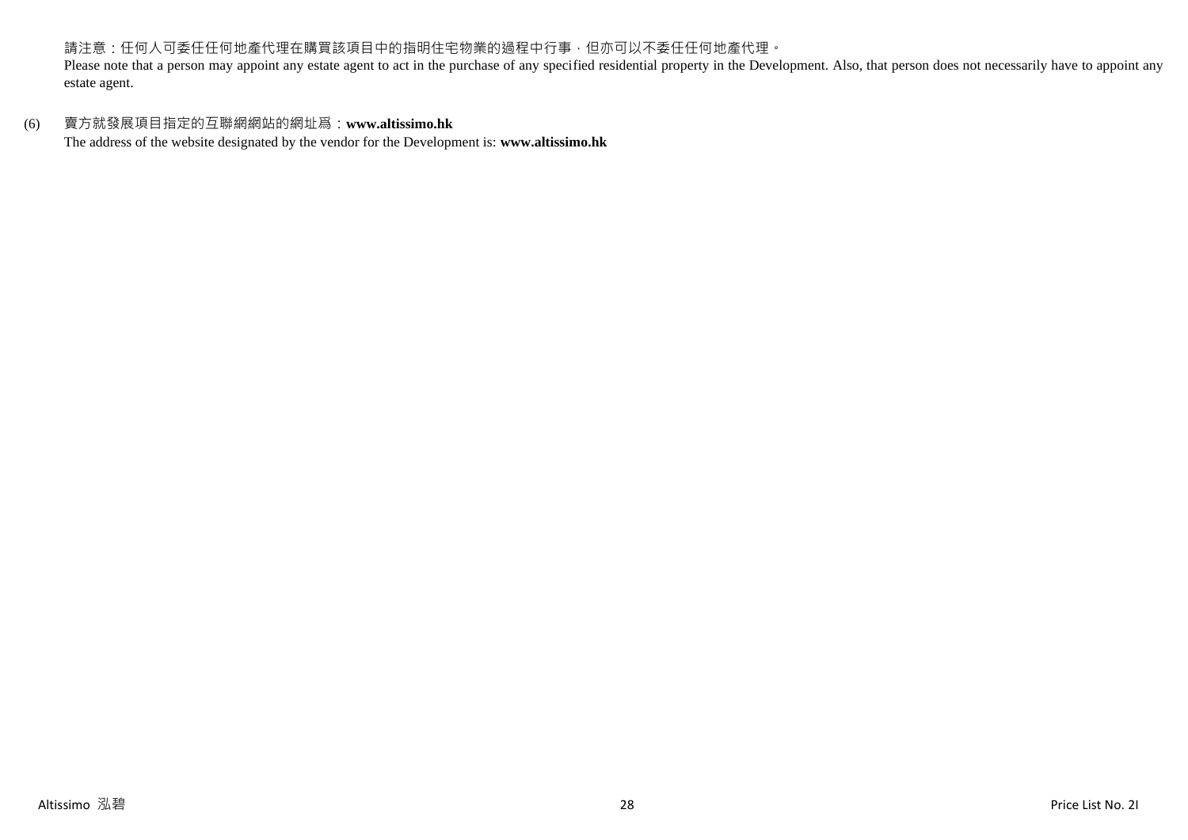請注意：任何人可委任任何地產代理在購買該項目中的指明住宅物業的過程中行事，但亦可以不委任任何地產代理。

Please note that a person may appoint any estate agent to act in the purchase of any specified residential property in the Development. Also, that person does not necessarily have to appoint any estate agent.

(6) 賣方就發展項目指定的互聯網網站的網址爲：**www.altissimo.hk**

The address of the website designated by the vendor for the Development is: **www.altissimo.hk**